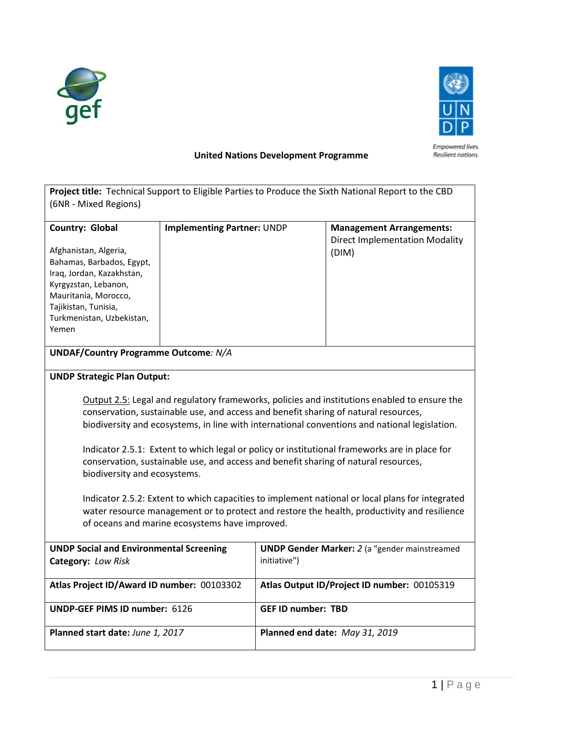**United Nations Development Programme**

| **Project title:** Technical Support to Eligible Parties to Produce the Sixth National Report to the CBD (6NR - Mixed Regions) | | |
|---|---|---|
| **Country: Global**<br><br>Afghanistan, Algeria, Bahamas, Barbados, Egypt, Iraq, Jordan, Kazakhstan, Kyrgyzstan, Lebanon, Mauritania, Morocco, Tajikistan, Tunisia, Turkmenistan, Uzbekistan, Yemen | **Implementing Partner:** UNDP | **Management Arrangements:** Direct Implementation Modality (DIM) |
| **UNDAF/Country Programme Outcome**: *N/A* | | |

**UNDP Strategic Plan Output:**

Output 2.5: Legal and regulatory frameworks, policies and institutions enabled to ensure the conservation, sustainable use, and access and benefit sharing of natural resources, biodiversity and ecosystems, in line with international conventions and national legislation.

Indicator 2.5.1: Extent to which legal or policy or institutional frameworks are in place for conservation, sustainable use, and access and benefit sharing of natural resources, biodiversity and ecosystems.

Indicator 2.5.2: Extent to which capacities to implement national or local plans for integrated water resource management or to protect and restore the health, productivity and resilience of oceans and marine ecosystems have improved.

| | |
|---|---|
| **UNDP Social and Environmental Screening Category:** *Low Risk* | **UNDP Gender Marker:** *2* (a "gender mainstreamed initiative") |
| **Atlas Project ID/Award ID number:** 00103302 | **Atlas Output ID/Project ID number:** 00105319 |
| **UNDP-GEF PIMS ID number:** 6126 | **GEF ID number: TBD** |
| **Planned start date:** *June 1, 2017* | **Planned end date:** *May 31, 2019* |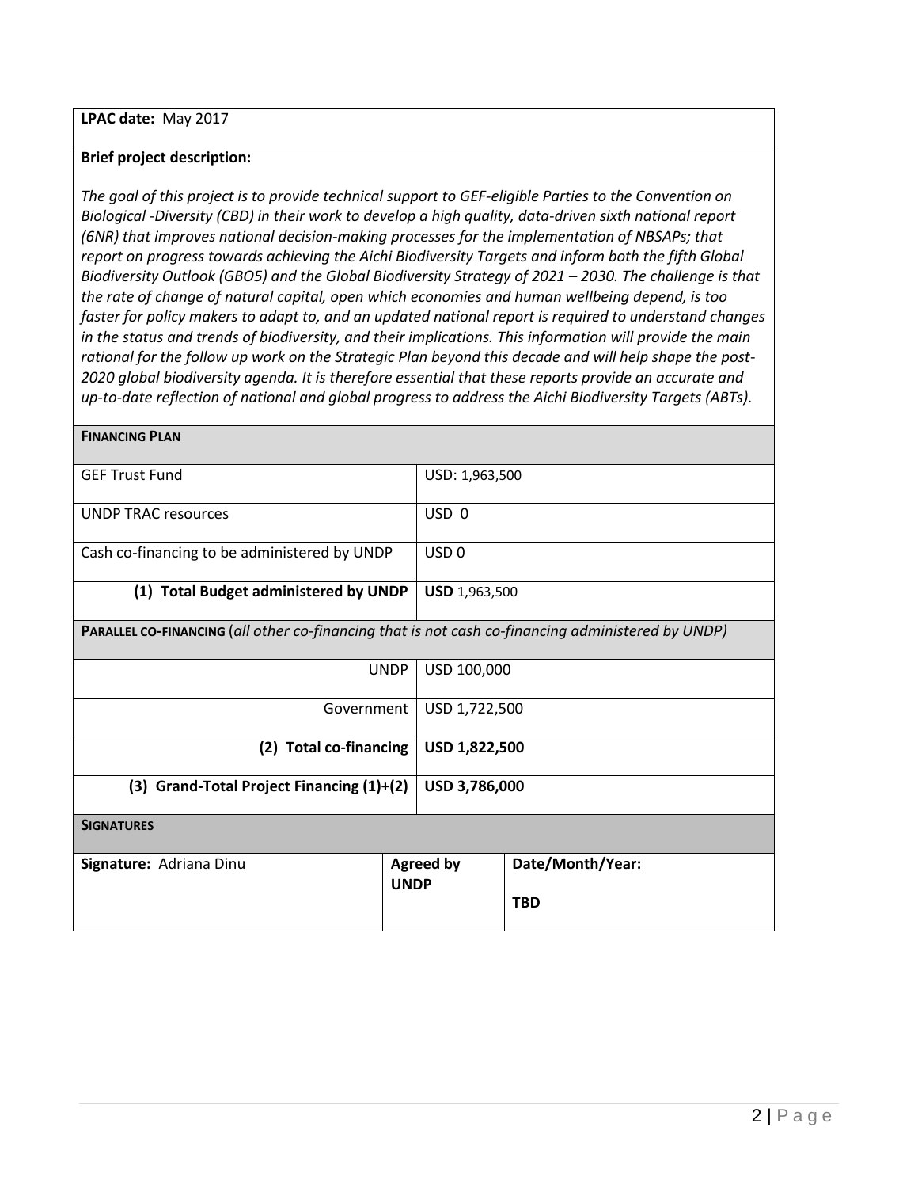**LPAC date:** May 2017

**Brief project description:**

*The goal of this project is to provide technical support to GEF-eligible Parties to the Convention on Biological -Diversity (CBD) in their work to develop a high quality, data-driven sixth national report (6NR) that improves national decision-making processes for the implementation of NBSAPs; that report on progress towards achieving the Aichi Biodiversity Targets and inform both the fifth Global Biodiversity Outlook (GBO5) and the Global Biodiversity Strategy of 2021 – 2030. The challenge is that the rate of change of natural capital, open which economies and human wellbeing depend, is too faster for policy makers to adapt to, and an updated national report is required to understand changes in the status and trends of biodiversity, and their implications. This information will provide the main rational for the follow up work on the Strategic Plan beyond this decade and will help shape the post-2020 global biodiversity agenda. It is therefore essential that these reports provide an accurate and up-to-date reflection of national and global progress to address the Aichi Biodiversity Targets (ABTs).*

| **FINANCING PLAN** | |
|---|---|
| GEF Trust Fund | USD: 1,963,500 |
| UNDP TRAC resources | USD 0 |
| Cash co-financing to be administered by UNDP | USD 0 |
| **(1) Total Budget administered by UNDP** | **USD** 1,963,500 |
| **PARALLEL CO-FINANCING** (*all other co-financing that is not cash co-financing administered by UNDP*) | |
| UNDP | USD 100,000 |
| Government | USD 1,722,500 |
| **(2) Total co-financing** | **USD 1,822,500** |
| **(3) Grand-Total Project Financing (1)+(2)** | **USD 3,786,000** |

| **SIGNATURES** | | |
|---|---|---|
| **Signature:** Adriana Dinu | **Agreed by UNDP** | **Date/Month/Year:** **TBD** |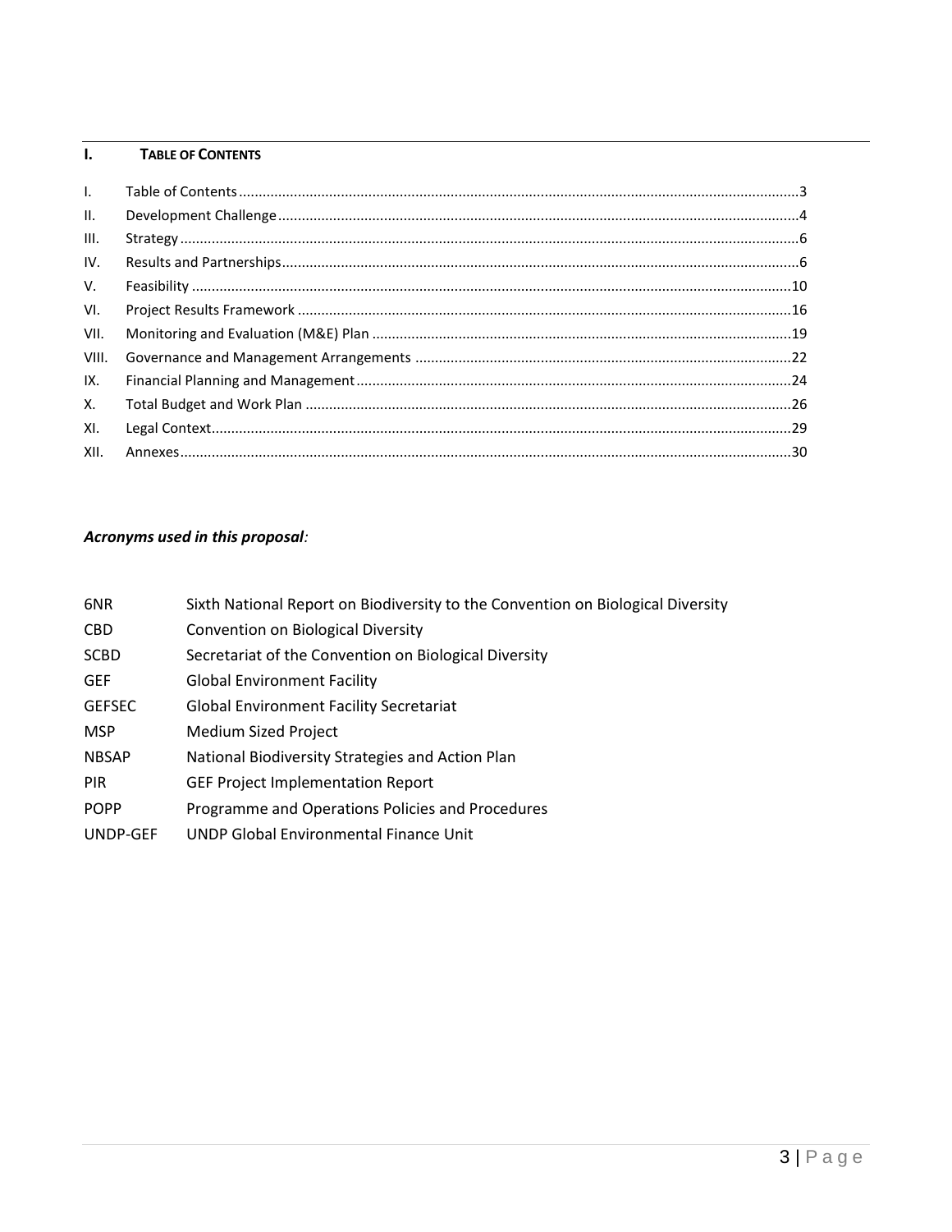## I. TABLE OF CONTENTS

| | | |
|---|---|---|
| I. | Table of Contents | 3 |
| II. | Development Challenge | 4 |
| III. | Strategy | 6 |
| IV. | Results and Partnerships | 6 |
| V. | Feasibility | 10 |
| VI. | Project Results Framework | 16 |
| VII. | Monitoring and Evaluation (M&E) Plan | 19 |
| VIII. | Governance and Management Arrangements | 22 |
| IX. | Financial Planning and Management | 24 |
| X. | Total Budget and Work Plan | 26 |
| XI. | Legal Context | 29 |
| XII. | Annexes | 30 |

***Acronyms used in this proposal:***

| | |
|---|---|
| 6NR | Sixth National Report on Biodiversity to the Convention on Biological Diversity |
| CBD | Convention on Biological Diversity |
| SCBD | Secretariat of the Convention on Biological Diversity |
| GEF | Global Environment Facility |
| GEFSEC | Global Environment Facility Secretariat |
| MSP | Medium Sized Project |
| NBSAP | National Biodiversity Strategies and Action Plan |
| PIR | GEF Project Implementation Report |
| POPP | Programme and Operations Policies and Procedures |
| UNDP-GEF | UNDP Global Environmental Finance Unit |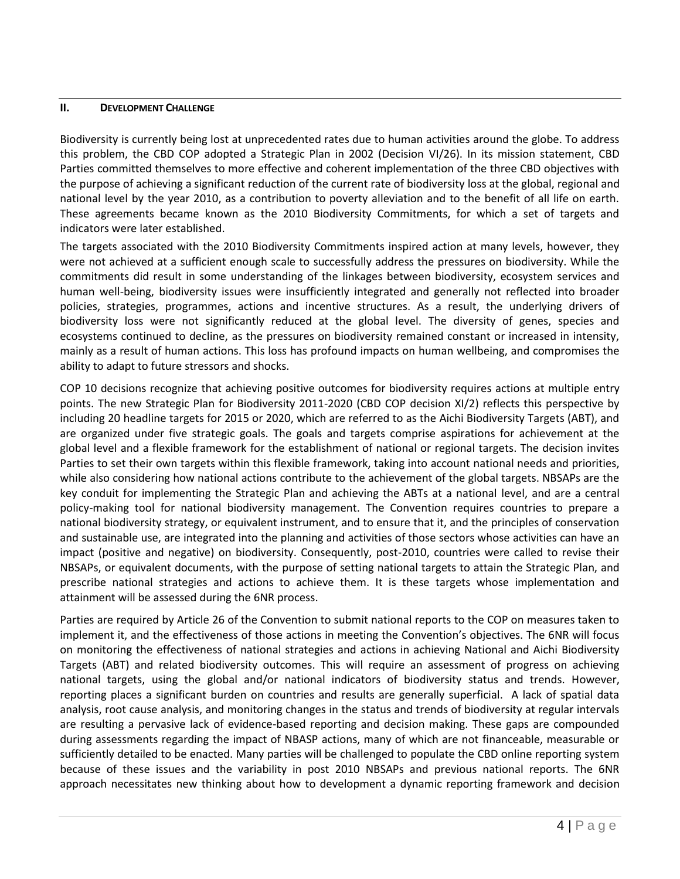## II. DEVELOPMENT CHALLENGE

Biodiversity is currently being lost at unprecedented rates due to human activities around the globe. To address this problem, the CBD COP adopted a Strategic Plan in 2002 (Decision VI/26). In its mission statement, CBD Parties committed themselves to more effective and coherent implementation of the three CBD objectives with the purpose of achieving a significant reduction of the current rate of biodiversity loss at the global, regional and national level by the year 2010, as a contribution to poverty alleviation and to the benefit of all life on earth. These agreements became known as the 2010 Biodiversity Commitments, for which a set of targets and indicators were later established.

The targets associated with the 2010 Biodiversity Commitments inspired action at many levels, however, they were not achieved at a sufficient enough scale to successfully address the pressures on biodiversity. While the commitments did result in some understanding of the linkages between biodiversity, ecosystem services and human well-being, biodiversity issues were insufficiently integrated and generally not reflected into broader policies, strategies, programmes, actions and incentive structures. As a result, the underlying drivers of biodiversity loss were not significantly reduced at the global level. The diversity of genes, species and ecosystems continued to decline, as the pressures on biodiversity remained constant or increased in intensity, mainly as a result of human actions. This loss has profound impacts on human wellbeing, and compromises the ability to adapt to future stressors and shocks.

COP 10 decisions recognize that achieving positive outcomes for biodiversity requires actions at multiple entry points. The new Strategic Plan for Biodiversity 2011-2020 (CBD COP decision XI/2) reflects this perspective by including 20 headline targets for 2015 or 2020, which are referred to as the Aichi Biodiversity Targets (ABT), and are organized under five strategic goals. The goals and targets comprise aspirations for achievement at the global level and a flexible framework for the establishment of national or regional targets. The decision invites Parties to set their own targets within this flexible framework, taking into account national needs and priorities, while also considering how national actions contribute to the achievement of the global targets. NBSAPs are the key conduit for implementing the Strategic Plan and achieving the ABTs at a national level, and are a central policy-making tool for national biodiversity management. The Convention requires countries to prepare a national biodiversity strategy, or equivalent instrument, and to ensure that it, and the principles of conservation and sustainable use, are integrated into the planning and activities of those sectors whose activities can have an impact (positive and negative) on biodiversity. Consequently, post-2010, countries were called to revise their NBSAPs, or equivalent documents, with the purpose of setting national targets to attain the Strategic Plan, and prescribe national strategies and actions to achieve them. It is these targets whose implementation and attainment will be assessed during the 6NR process.

Parties are required by Article 26 of the Convention to submit national reports to the COP on measures taken to implement it, and the effectiveness of those actions in meeting the Convention's objectives. The 6NR will focus on monitoring the effectiveness of national strategies and actions in achieving National and Aichi Biodiversity Targets (ABT) and related biodiversity outcomes. This will require an assessment of progress on achieving national targets, using the global and/or national indicators of biodiversity status and trends. However, reporting places a significant burden on countries and results are generally superficial. A lack of spatial data analysis, root cause analysis, and monitoring changes in the status and trends of biodiversity at regular intervals are resulting a pervasive lack of evidence-based reporting and decision making. These gaps are compounded during assessments regarding the impact of NBASP actions, many of which are not financeable, measurable or sufficiently detailed to be enacted. Many parties will be challenged to populate the CBD online reporting system because of these issues and the variability in post 2010 NBSAPs and previous national reports. The 6NR approach necessitates new thinking about how to development a dynamic reporting framework and decision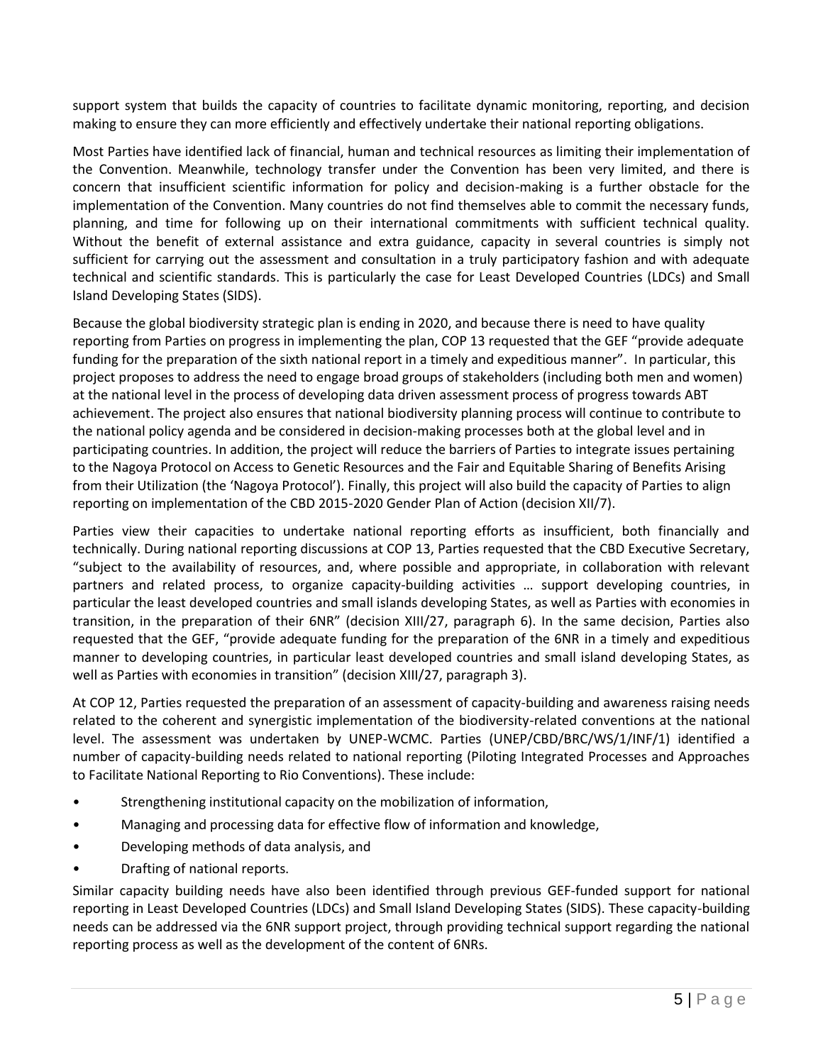support system that builds the capacity of countries to facilitate dynamic monitoring, reporting, and decision making to ensure they can more efficiently and effectively undertake their national reporting obligations.

Most Parties have identified lack of financial, human and technical resources as limiting their implementation of the Convention. Meanwhile, technology transfer under the Convention has been very limited, and there is concern that insufficient scientific information for policy and decision-making is a further obstacle for the implementation of the Convention. Many countries do not find themselves able to commit the necessary funds, planning, and time for following up on their international commitments with sufficient technical quality. Without the benefit of external assistance and extra guidance, capacity in several countries is simply not sufficient for carrying out the assessment and consultation in a truly participatory fashion and with adequate technical and scientific standards. This is particularly the case for Least Developed Countries (LDCs) and Small Island Developing States (SIDS).

Because the global biodiversity strategic plan is ending in 2020, and because there is need to have quality reporting from Parties on progress in implementing the plan, COP 13 requested that the GEF "provide adequate funding for the preparation of the sixth national report in a timely and expeditious manner". In particular, this project proposes to address the need to engage broad groups of stakeholders (including both men and women) at the national level in the process of developing data driven assessment process of progress towards ABT achievement. The project also ensures that national biodiversity planning process will continue to contribute to the national policy agenda and be considered in decision-making processes both at the global level and in participating countries. In addition, the project will reduce the barriers of Parties to integrate issues pertaining to the Nagoya Protocol on Access to Genetic Resources and the Fair and Equitable Sharing of Benefits Arising from their Utilization (the 'Nagoya Protocol'). Finally, this project will also build the capacity of Parties to align reporting on implementation of the CBD 2015-2020 Gender Plan of Action (decision XII/7).

Parties view their capacities to undertake national reporting efforts as insufficient, both financially and technically. During national reporting discussions at COP 13, Parties requested that the CBD Executive Secretary, "subject to the availability of resources, and, where possible and appropriate, in collaboration with relevant partners and related process, to organize capacity-building activities … support developing countries, in particular the least developed countries and small islands developing States, as well as Parties with economies in transition, in the preparation of their 6NR" (decision XIII/27, paragraph 6). In the same decision, Parties also requested that the GEF, "provide adequate funding for the preparation of the 6NR in a timely and expeditious manner to developing countries, in particular least developed countries and small island developing States, as well as Parties with economies in transition" (decision XIII/27, paragraph 3).

At COP 12, Parties requested the preparation of an assessment of capacity-building and awareness raising needs related to the coherent and synergistic implementation of the biodiversity-related conventions at the national level. The assessment was undertaken by UNEP-WCMC. Parties (UNEP/CBD/BRC/WS/1/INF/1) identified a number of capacity-building needs related to national reporting (Piloting Integrated Processes and Approaches to Facilitate National Reporting to Rio Conventions). These include:

- Strengthening institutional capacity on the mobilization of information,
- Managing and processing data for effective flow of information and knowledge,
- Developing methods of data analysis, and
- Drafting of national reports.

Similar capacity building needs have also been identified through previous GEF-funded support for national reporting in Least Developed Countries (LDCs) and Small Island Developing States (SIDS). These capacity-building needs can be addressed via the 6NR support project, through providing technical support regarding the national reporting process as well as the development of the content of 6NRs.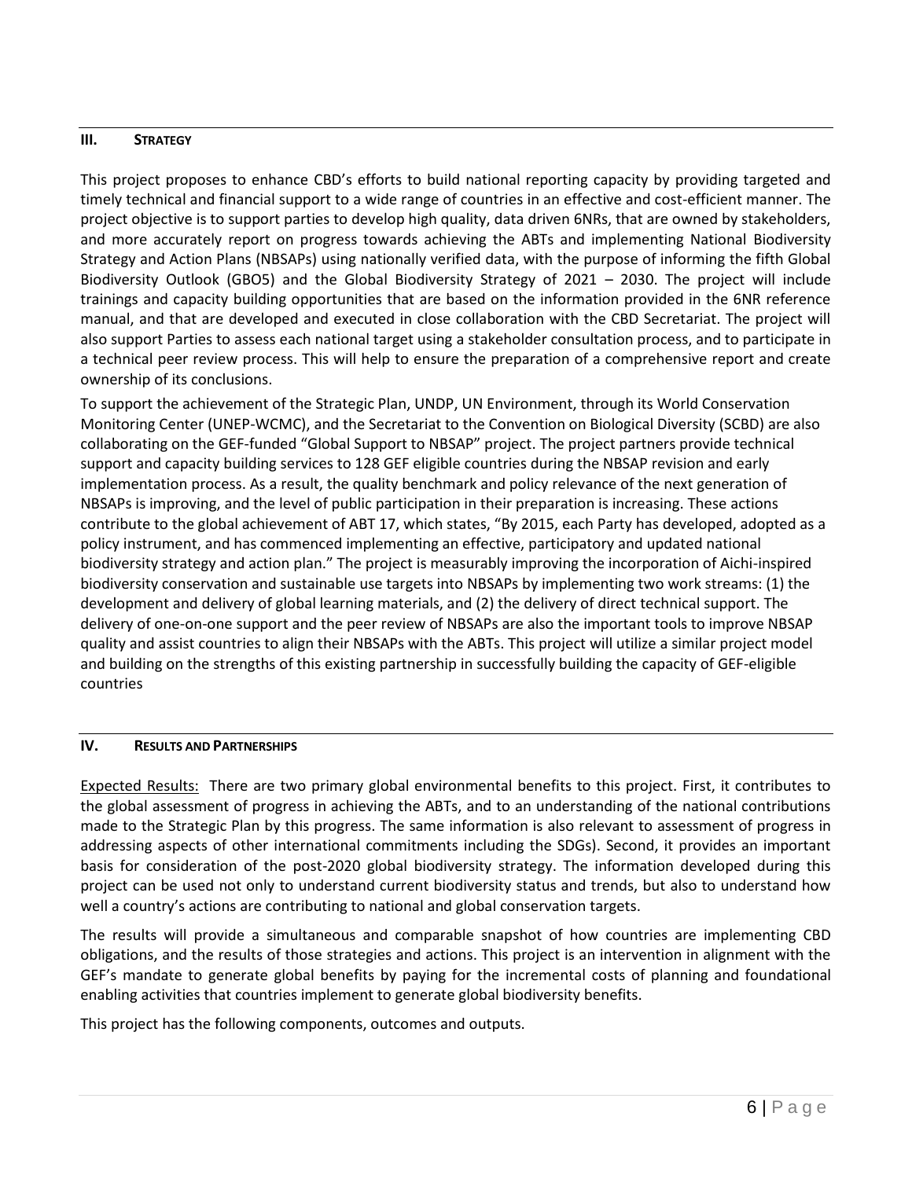## III. Strategy

This project proposes to enhance CBD's efforts to build national reporting capacity by providing targeted and timely technical and financial support to a wide range of countries in an effective and cost-efficient manner. The project objective is to support parties to develop high quality, data driven 6NRs, that are owned by stakeholders, and more accurately report on progress towards achieving the ABTs and implementing National Biodiversity Strategy and Action Plans (NBSAPs) using nationally verified data, with the purpose of informing the fifth Global Biodiversity Outlook (GBO5) and the Global Biodiversity Strategy of 2021 – 2030. The project will include trainings and capacity building opportunities that are based on the information provided in the 6NR reference manual, and that are developed and executed in close collaboration with the CBD Secretariat. The project will also support Parties to assess each national target using a stakeholder consultation process, and to participate in a technical peer review process. This will help to ensure the preparation of a comprehensive report and create ownership of its conclusions.

To support the achievement of the Strategic Plan, UNDP, UN Environment, through its World Conservation Monitoring Center (UNEP-WCMC), and the Secretariat to the Convention on Biological Diversity (SCBD) are also collaborating on the GEF-funded "Global Support to NBSAP" project. The project partners provide technical support and capacity building services to 128 GEF eligible countries during the NBSAP revision and early implementation process. As a result, the quality benchmark and policy relevance of the next generation of NBSAPs is improving, and the level of public participation in their preparation is increasing. These actions contribute to the global achievement of ABT 17, which states, "By 2015, each Party has developed, adopted as a policy instrument, and has commenced implementing an effective, participatory and updated national biodiversity strategy and action plan." The project is measurably improving the incorporation of Aichi-inspired biodiversity conservation and sustainable use targets into NBSAPs by implementing two work streams: (1) the development and delivery of global learning materials, and (2) the delivery of direct technical support. The delivery of one-on-one support and the peer review of NBSAPs are also the important tools to improve NBSAP quality and assist countries to align their NBSAPs with the ABTs. This project will utilize a similar project model and building on the strengths of this existing partnership in successfully building the capacity of GEF-eligible countries

## IV. Results and Partnerships

Expected Results: There are two primary global environmental benefits to this project. First, it contributes to the global assessment of progress in achieving the ABTs, and to an understanding of the national contributions made to the Strategic Plan by this progress. The same information is also relevant to assessment of progress in addressing aspects of other international commitments including the SDGs). Second, it provides an important basis for consideration of the post-2020 global biodiversity strategy. The information developed during this project can be used not only to understand current biodiversity status and trends, but also to understand how well a country's actions are contributing to national and global conservation targets.

The results will provide a simultaneous and comparable snapshot of how countries are implementing CBD obligations, and the results of those strategies and actions. This project is an intervention in alignment with the GEF's mandate to generate global benefits by paying for the incremental costs of planning and foundational enabling activities that countries implement to generate global biodiversity benefits.

This project has the following components, outcomes and outputs.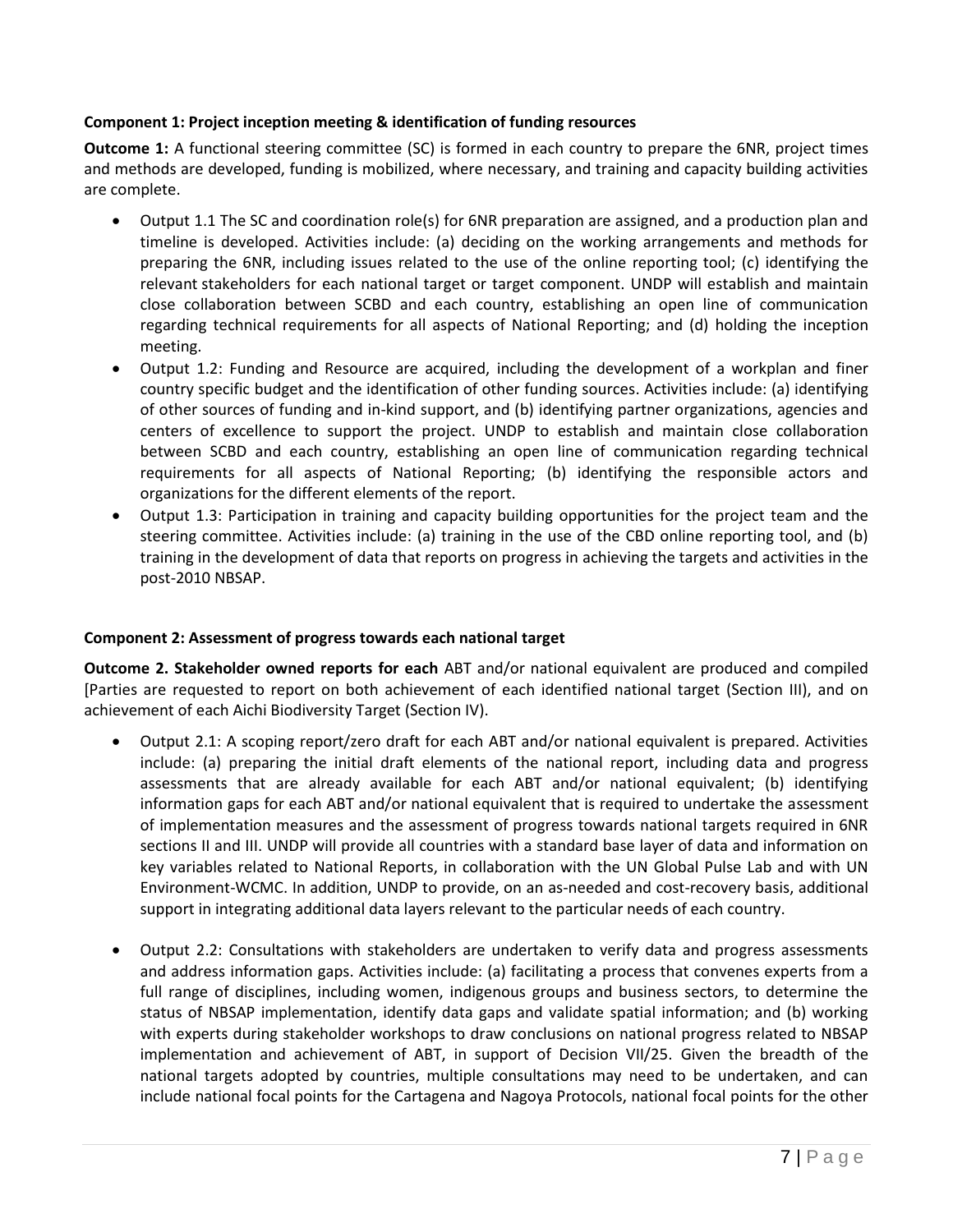**Component 1: Project inception meeting & identification of funding resources**

**Outcome 1:** A functional steering committee (SC) is formed in each country to prepare the 6NR, project times and methods are developed, funding is mobilized, where necessary, and training and capacity building activities are complete.

- Output 1.1 The SC and coordination role(s) for 6NR preparation are assigned, and a production plan and timeline is developed. Activities include: (a) deciding on the working arrangements and methods for preparing the 6NR, including issues related to the use of the online reporting tool; (c) identifying the relevant stakeholders for each national target or target component. UNDP will establish and maintain close collaboration between SCBD and each country, establishing an open line of communication regarding technical requirements for all aspects of National Reporting; and (d) holding the inception meeting.
- Output 1.2: Funding and Resource are acquired, including the development of a workplan and finer country specific budget and the identification of other funding sources. Activities include: (a) identifying of other sources of funding and in-kind support, and (b) identifying partner organizations, agencies and centers of excellence to support the project. UNDP to establish and maintain close collaboration between SCBD and each country, establishing an open line of communication regarding technical requirements for all aspects of National Reporting; (b) identifying the responsible actors and organizations for the different elements of the report.
- Output 1.3: Participation in training and capacity building opportunities for the project team and the steering committee. Activities include: (a) training in the use of the CBD online reporting tool, and (b) training in the development of data that reports on progress in achieving the targets and activities in the post-2010 NBSAP.

**Component 2: Assessment of progress towards each national target**

**Outcome 2. Stakeholder owned reports for each** ABT and/or national equivalent are produced and compiled [Parties are requested to report on both achievement of each identified national target (Section III), and on achievement of each Aichi Biodiversity Target (Section IV).

- Output 2.1: A scoping report/zero draft for each ABT and/or national equivalent is prepared. Activities include: (a) preparing the initial draft elements of the national report, including data and progress assessments that are already available for each ABT and/or national equivalent; (b) identifying information gaps for each ABT and/or national equivalent that is required to undertake the assessment of implementation measures and the assessment of progress towards national targets required in 6NR sections II and III. UNDP will provide all countries with a standard base layer of data and information on key variables related to National Reports, in collaboration with the UN Global Pulse Lab and with UN Environment-WCMC. In addition, UNDP to provide, on an as-needed and cost-recovery basis, additional support in integrating additional data layers relevant to the particular needs of each country.

- Output 2.2: Consultations with stakeholders are undertaken to verify data and progress assessments and address information gaps. Activities include: (a) facilitating a process that convenes experts from a full range of disciplines, including women, indigenous groups and business sectors, to determine the status of NBSAP implementation, identify data gaps and validate spatial information; and (b) working with experts during stakeholder workshops to draw conclusions on national progress related to NBSAP implementation and achievement of ABT, in support of Decision VII/25. Given the breadth of the national targets adopted by countries, multiple consultations may need to be undertaken, and can include national focal points for the Cartagena and Nagoya Protocols, national focal points for the other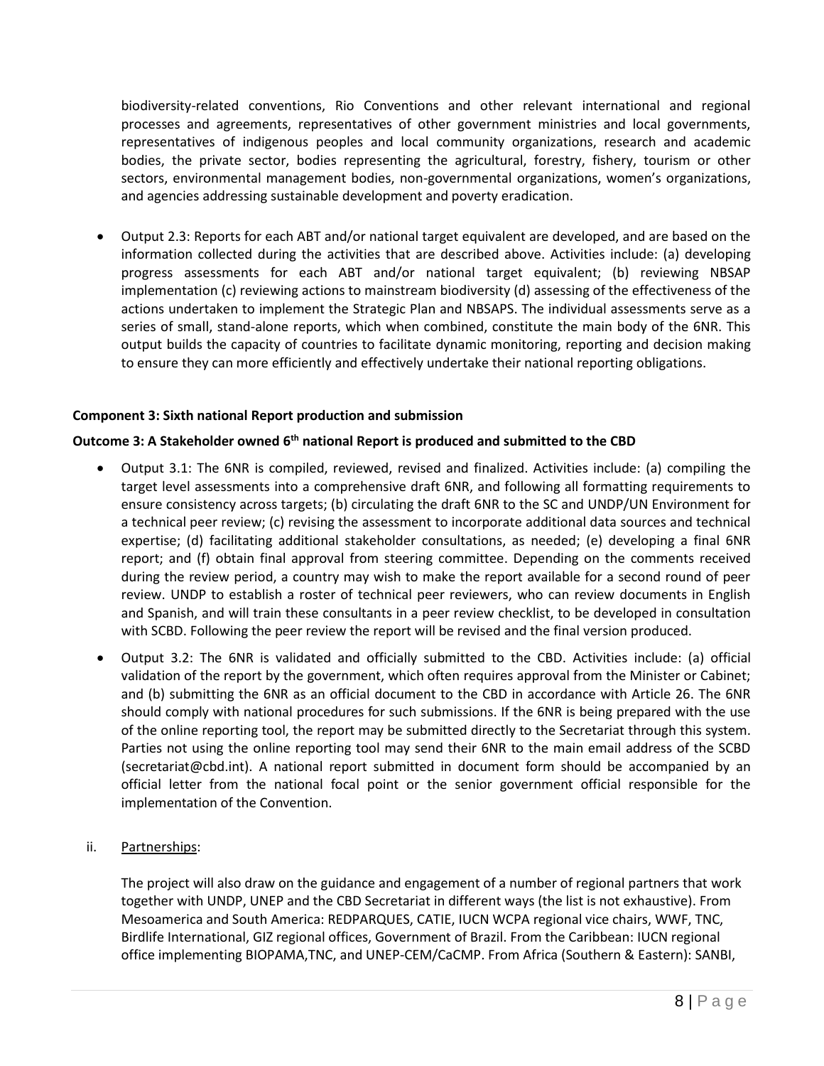biodiversity-related conventions, Rio Conventions and other relevant international and regional processes and agreements, representatives of other government ministries and local governments, representatives of indigenous peoples and local community organizations, research and academic bodies, the private sector, bodies representing the agricultural, forestry, fishery, tourism or other sectors, environmental management bodies, non-governmental organizations, women's organizations, and agencies addressing sustainable development and poverty eradication.

- Output 2.3: Reports for each ABT and/or national target equivalent are developed, and are based on the information collected during the activities that are described above. Activities include: (a) developing progress assessments for each ABT and/or national target equivalent; (b) reviewing NBSAP implementation (c) reviewing actions to mainstream biodiversity (d) assessing of the effectiveness of the actions undertaken to implement the Strategic Plan and NBSAPS. The individual assessments serve as a series of small, stand-alone reports, which when combined, constitute the main body of the 6NR. This output builds the capacity of countries to facilitate dynamic monitoring, reporting and decision making to ensure they can more efficiently and effectively undertake their national reporting obligations.

**Component 3: Sixth national Report production and submission**

**Outcome 3: A Stakeholder owned 6th national Report is produced and submitted to the CBD**

- Output 3.1: The 6NR is compiled, reviewed, revised and finalized. Activities include: (a) compiling the target level assessments into a comprehensive draft 6NR, and following all formatting requirements to ensure consistency across targets; (b) circulating the draft 6NR to the SC and UNDP/UN Environment for a technical peer review; (c) revising the assessment to incorporate additional data sources and technical expertise; (d) facilitating additional stakeholder consultations, as needed; (e) developing a final 6NR report; and (f) obtain final approval from steering committee. Depending on the comments received during the review period, a country may wish to make the report available for a second round of peer review. UNDP to establish a roster of technical peer reviewers, who can review documents in English and Spanish, and will train these consultants in a peer review checklist, to be developed in consultation with SCBD. Following the peer review the report will be revised and the final version produced.
- Output 3.2: The 6NR is validated and officially submitted to the CBD. Activities include: (a) official validation of the report by the government, which often requires approval from the Minister or Cabinet; and (b) submitting the 6NR as an official document to the CBD in accordance with Article 26. The 6NR should comply with national procedures for such submissions. If the 6NR is being prepared with the use of the online reporting tool, the report may be submitted directly to the Secretariat through this system. Parties not using the online reporting tool may send their 6NR to the main email address of the SCBD (secretariat@cbd.int). A national report submitted in document form should be accompanied by an official letter from the national focal point or the senior government official responsible for the implementation of the Convention.

ii. Partnerships:

The project will also draw on the guidance and engagement of a number of regional partners that work together with UNDP, UNEP and the CBD Secretariat in different ways (the list is not exhaustive). From Mesoamerica and South America: REDPARQUES, CATIE, IUCN WCPA regional vice chairs, WWF, TNC, Birdlife International, GIZ regional offices, Government of Brazil. From the Caribbean: IUCN regional office implementing BIOPAMA,TNC, and UNEP-CEM/CaCMP. From Africa (Southern & Eastern): SANBI,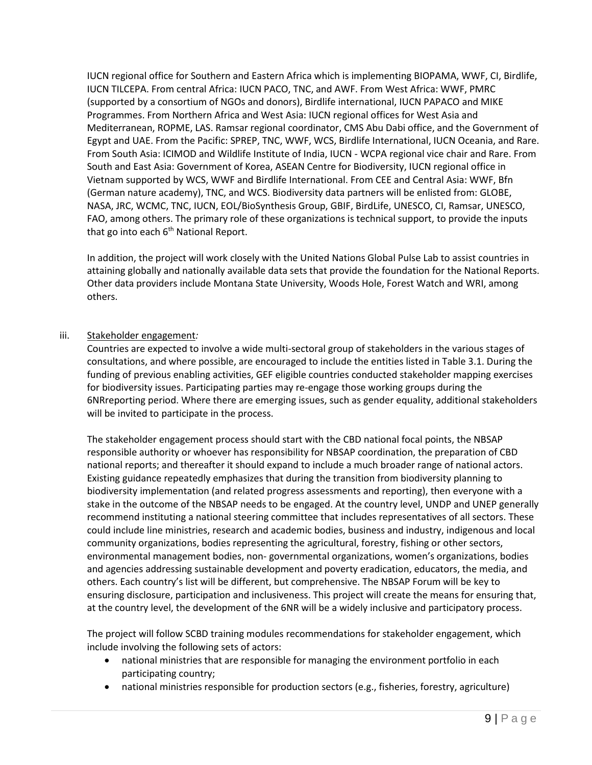IUCN regional office for Southern and Eastern Africa which is implementing BIOPAMA, WWF, CI, Birdlife, IUCN TILCEPA. From central Africa: IUCN PACO, TNC, and AWF. From West Africa: WWF, PMRC (supported by a consortium of NGOs and donors), Birdlife international, IUCN PAPACO and MIKE Programmes. From Northern Africa and West Asia: IUCN regional offices for West Asia and Mediterranean, ROPME, LAS. Ramsar regional coordinator, CMS Abu Dabi office, and the Government of Egypt and UAE. From the Pacific: SPREP, TNC, WWF, WCS, Birdlife International, IUCN Oceania, and Rare. From South Asia: ICIMOD and Wildlife Institute of India, IUCN - WCPA regional vice chair and Rare. From South and East Asia: Government of Korea, ASEAN Centre for Biodiversity, IUCN regional office in Vietnam supported by WCS, WWF and Birdlife International. From CEE and Central Asia: WWF, Bfn (German nature academy), TNC, and WCS. Biodiversity data partners will be enlisted from: GLOBE, NASA, JRC, WCMC, TNC, IUCN, EOL/BioSynthesis Group, GBIF, BirdLife, UNESCO, CI, Ramsar, UNESCO, FAO, among others. The primary role of these organizations is technical support, to provide the inputs that go into each 6th National Report.

In addition, the project will work closely with the United Nations Global Pulse Lab to assist countries in attaining globally and nationally available data sets that provide the foundation for the National Reports. Other data providers include Montana State University, Woods Hole, Forest Watch and WRI, among others.

iii. Stakeholder engagement*:*

Countries are expected to involve a wide multi-sectoral group of stakeholders in the various stages of consultations, and where possible, are encouraged to include the entities listed in Table 3.1. During the funding of previous enabling activities, GEF eligible countries conducted stakeholder mapping exercises for biodiversity issues. Participating parties may re-engage those working groups during the 6NRreporting period. Where there are emerging issues, such as gender equality, additional stakeholders will be invited to participate in the process.

The stakeholder engagement process should start with the CBD national focal points, the NBSAP responsible authority or whoever has responsibility for NBSAP coordination, the preparation of CBD national reports; and thereafter it should expand to include a much broader range of national actors. Existing guidance repeatedly emphasizes that during the transition from biodiversity planning to biodiversity implementation (and related progress assessments and reporting), then everyone with a stake in the outcome of the NBSAP needs to be engaged. At the country level, UNDP and UNEP generally recommend instituting a national steering committee that includes representatives of all sectors. These could include line ministries, research and academic bodies, business and industry, indigenous and local community organizations, bodies representing the agricultural, forestry, fishing or other sectors, environmental management bodies, non- governmental organizations, women's organizations, bodies and agencies addressing sustainable development and poverty eradication, educators, the media, and others. Each country's list will be different, but comprehensive. The NBSAP Forum will be key to ensuring disclosure, participation and inclusiveness. This project will create the means for ensuring that, at the country level, the development of the 6NR will be a widely inclusive and participatory process.

The project will follow SCBD training modules recommendations for stakeholder engagement, which include involving the following sets of actors:

- national ministries that are responsible for managing the environment portfolio in each participating country;
- national ministries responsible for production sectors (e.g., fisheries, forestry, agriculture)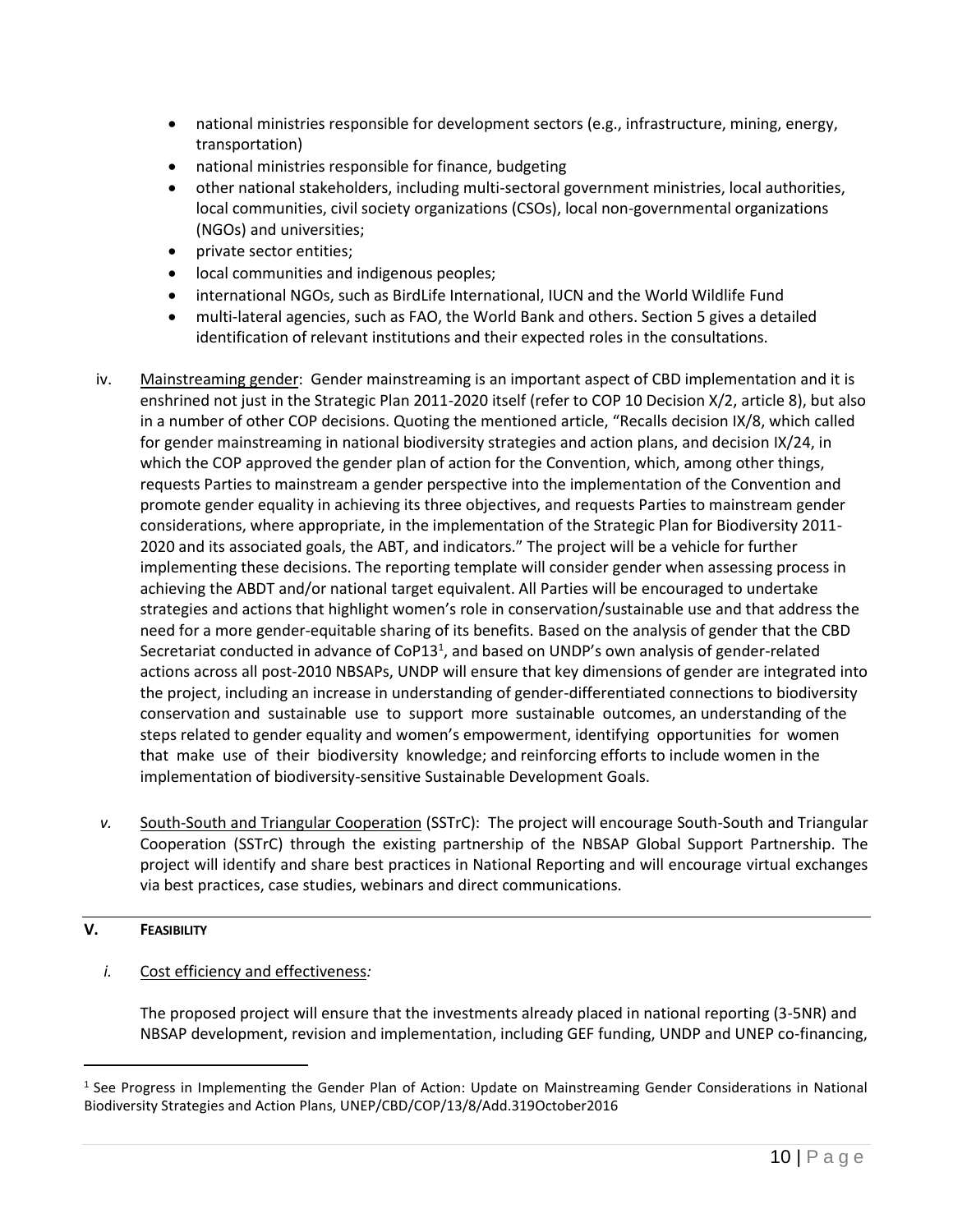- national ministries responsible for development sectors (e.g., infrastructure, mining, energy, transportation)
- national ministries responsible for finance, budgeting
- other national stakeholders, including multi-sectoral government ministries, local authorities, local communities, civil society organizations (CSOs), local non-governmental organizations (NGOs) and universities;
- private sector entities;
- local communities and indigenous peoples;
- international NGOs, such as BirdLife International, IUCN and the World Wildlife Fund
- multi-lateral agencies, such as FAO, the World Bank and others. Section 5 gives a detailed identification of relevant institutions and their expected roles in the consultations.

iv. Mainstreaming gender: Gender mainstreaming is an important aspect of CBD implementation and it is enshrined not just in the Strategic Plan 2011-2020 itself (refer to COP 10 Decision X/2, article 8), but also in a number of other COP decisions. Quoting the mentioned article, "Recalls decision IX/8, which called for gender mainstreaming in national biodiversity strategies and action plans, and decision IX/24, in which the COP approved the gender plan of action for the Convention, which, among other things, requests Parties to mainstream a gender perspective into the implementation of the Convention and promote gender equality in achieving its three objectives, and requests Parties to mainstream gender considerations, where appropriate, in the implementation of the Strategic Plan for Biodiversity 2011-2020 and its associated goals, the ABT, and indicators." The project will be a vehicle for further implementing these decisions. The reporting template will consider gender when assessing process in achieving the ABDT and/or national target equivalent. All Parties will be encouraged to undertake strategies and actions that highlight women's role in conservation/sustainable use and that address the need for a more gender-equitable sharing of its benefits. Based on the analysis of gender that the CBD Secretariat conducted in advance of CoP13[1], and based on UNDP's own analysis of gender-related actions across all post-2010 NBSAPs, UNDP will ensure that key dimensions of gender are integrated into the project, including an increase in understanding of gender-differentiated connections to biodiversity conservation and sustainable use to support more sustainable outcomes, an understanding of the steps related to gender equality and women's empowerment, identifying opportunities for women that make use of their biodiversity knowledge; and reinforcing efforts to include women in the implementation of biodiversity-sensitive Sustainable Development Goals.

*v.* South-South and Triangular Cooperation (SSTrC): The project will encourage South-South and Triangular Cooperation (SSTrC) through the existing partnership of the NBSAP Global Support Partnership. The project will identify and share best practices in National Reporting and will encourage virtual exchanges via best practices, case studies, webinars and direct communications.

## V. FEASIBILITY

*i.* Cost efficiency and effectiveness*:*

The proposed project will ensure that the investments already placed in national reporting (3-5NR) and NBSAP development, revision and implementation, including GEF funding, UNDP and UNEP co-financing,

---

[1] See Progress in Implementing the Gender Plan of Action: Update on Mainstreaming Gender Considerations in National Biodiversity Strategies and Action Plans, UNEP/CBD/COP/13/8/Add.319October2016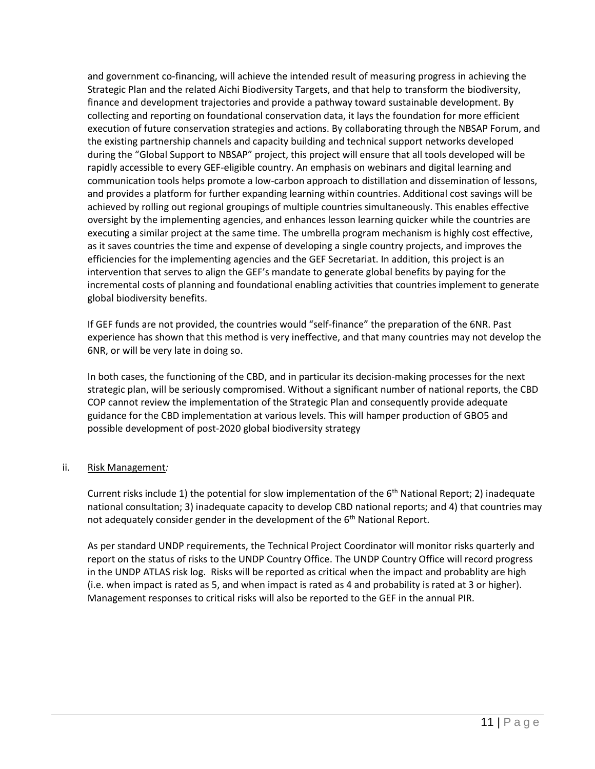and government co-financing, will achieve the intended result of measuring progress in achieving the Strategic Plan and the related Aichi Biodiversity Targets, and that help to transform the biodiversity, finance and development trajectories and provide a pathway toward sustainable development. By collecting and reporting on foundational conservation data, it lays the foundation for more efficient execution of future conservation strategies and actions. By collaborating through the NBSAP Forum, and the existing partnership channels and capacity building and technical support networks developed during the "Global Support to NBSAP" project, this project will ensure that all tools developed will be rapidly accessible to every GEF-eligible country. An emphasis on webinars and digital learning and communication tools helps promote a low-carbon approach to distillation and dissemination of lessons, and provides a platform for further expanding learning within countries. Additional cost savings will be achieved by rolling out regional groupings of multiple countries simultaneously. This enables effective oversight by the implementing agencies, and enhances lesson learning quicker while the countries are executing a similar project at the same time. The umbrella program mechanism is highly cost effective, as it saves countries the time and expense of developing a single country projects, and improves the efficiencies for the implementing agencies and the GEF Secretariat. In addition, this project is an intervention that serves to align the GEF's mandate to generate global benefits by paying for the incremental costs of planning and foundational enabling activities that countries implement to generate global biodiversity benefits.

If GEF funds are not provided, the countries would "self-finance" the preparation of the 6NR. Past experience has shown that this method is very ineffective, and that many countries may not develop the 6NR, or will be very late in doing so.

In both cases, the functioning of the CBD, and in particular its decision-making processes for the next strategic plan, will be seriously compromised. Without a significant number of national reports, the CBD COP cannot review the implementation of the Strategic Plan and consequently provide adequate guidance for the CBD implementation at various levels. This will hamper production of GBO5 and possible development of post-2020 global biodiversity strategy

ii. Risk Management*:*

Current risks include 1) the potential for slow implementation of the 6th National Report; 2) inadequate national consultation; 3) inadequate capacity to develop CBD national reports; and 4) that countries may not adequately consider gender in the development of the 6th National Report.

As per standard UNDP requirements, the Technical Project Coordinator will monitor risks quarterly and report on the status of risks to the UNDP Country Office. The UNDP Country Office will record progress in the UNDP ATLAS risk log. Risks will be reported as critical when the impact and probablity are high (i.e. when impact is rated as 5, and when impact is rated as 4 and probability is rated at 3 or higher). Management responses to critical risks will also be reported to the GEF in the annual PIR.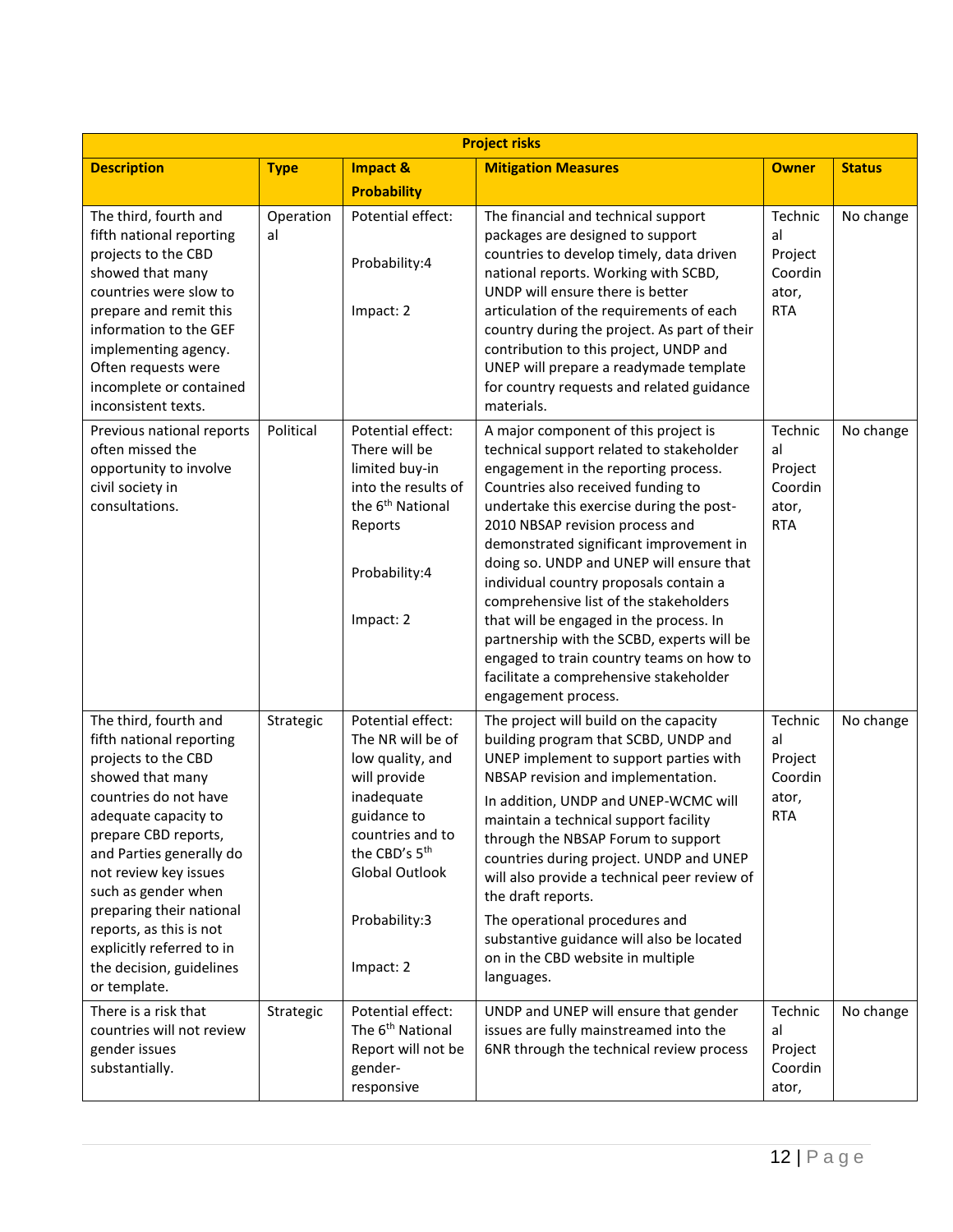| Project risks | | | | | |
|---|---|---|---|---|---|
| **Description** | **Type** | **Impact & Probability** | **Mitigation Measures** | **Owner** | **Status** |
| The third, fourth and fifth national reporting projects to the CBD showed that many countries were slow to prepare and remit this information to the GEF implementing agency. Often requests were incomplete or contained inconsistent texts. | Operational | Potential effect: Probability:4 Impact: 2 | The financial and technical support packages are designed to support countries to develop timely, data driven national reports. Working with SCBD, UNDP will ensure there is better articulation of the requirements of each country during the project. As part of their contribution to this project, UNDP and UNEP will prepare a readymade template for country requests and related guidance materials. | Technical Project Coordinator, RTA | No change |
| Previous national reports often missed the opportunity to involve civil society in consultations. | Political | Potential effect: There will be limited buy-in into the results of the 6th National Reports Probability:4 Impact: 2 | A major component of this project is technical support related to stakeholder engagement in the reporting process. Countries also received funding to undertake this exercise during the post-2010 NBSAP revision process and demonstrated significant improvement in doing so. UNDP and UNEP will ensure that individual country proposals contain a comprehensive list of the stakeholders that will be engaged in the process. In partnership with the SCBD, experts will be engaged to train country teams on how to facilitate a comprehensive stakeholder engagement process. | Technical Project Coordinator, RTA | No change |
| The third, fourth and fifth national reporting projects to the CBD showed that many countries do not have adequate capacity to prepare CBD reports, and Parties generally do not review key issues such as gender when preparing their national reports, as this is not explicitly referred to in the decision, guidelines or template. | Strategic | Potential effect: The NR will be of low quality, and will provide inadequate guidance to countries and to the CBD's 5th Global Outlook Probability:3 Impact: 2 | The project will build on the capacity building program that SCBD, UNDP and UNEP implement to support parties with NBSAP revision and implementation. In addition, UNDP and UNEP-WCMC will maintain a technical support facility through the NBSAP Forum to support countries during project. UNDP and UNEP will also provide a technical peer review of the draft reports. The operational procedures and substantive guidance will also be located on in the CBD website in multiple languages. | Technical Project Coordinator, RTA | No change |
| There is a risk that countries will not review gender issues substantially. | Strategic | Potential effect: The 6th National Report will not be gender-responsive | UNDP and UNEP will ensure that gender issues are fully mainstreamed into the 6NR through the technical review process | Technical Project Coordinator, | No change |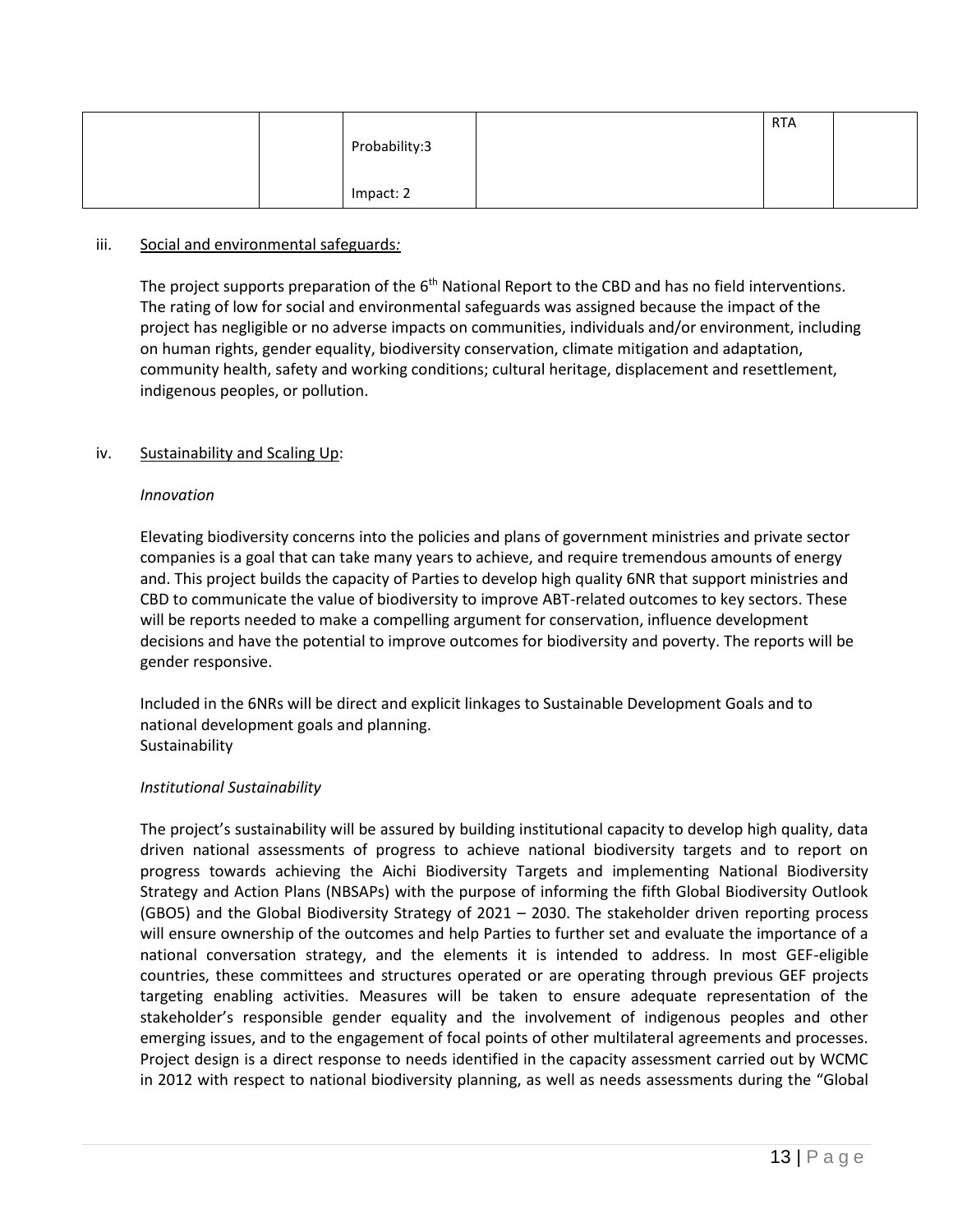|  |  | Probability:3<br><br>Impact: 2 |  | RTA |  |
|---|---|---|---|---|---|

iii. Social and environmental safeguards*:*

The project supports preparation of the 6th National Report to the CBD and has no field interventions. The rating of low for social and environmental safeguards was assigned because the impact of the project has negligible or no adverse impacts on communities, individuals and/or environment, including on human rights, gender equality, biodiversity conservation, climate mitigation and adaptation, community health, safety and working conditions; cultural heritage, displacement and resettlement, indigenous peoples, or pollution.

iv. Sustainability and Scaling Up:

*Innovation*

Elevating biodiversity concerns into the policies and plans of government ministries and private sector companies is a goal that can take many years to achieve, and require tremendous amounts of energy and. This project builds the capacity of Parties to develop high quality 6NR that support ministries and CBD to communicate the value of biodiversity to improve ABT-related outcomes to key sectors. These will be reports needed to make a compelling argument for conservation, influence development decisions and have the potential to improve outcomes for biodiversity and poverty. The reports will be gender responsive.

Included in the 6NRs will be direct and explicit linkages to Sustainable Development Goals and to national development goals and planning.
Sustainability

*Institutional Sustainability*

The project's sustainability will be assured by building institutional capacity to develop high quality, data driven national assessments of progress to achieve national biodiversity targets and to report on progress towards achieving the Aichi Biodiversity Targets and implementing National Biodiversity Strategy and Action Plans (NBSAPs) with the purpose of informing the fifth Global Biodiversity Outlook (GBO5) and the Global Biodiversity Strategy of 2021 – 2030. The stakeholder driven reporting process will ensure ownership of the outcomes and help Parties to further set and evaluate the importance of a national conversation strategy, and the elements it is intended to address. In most GEF-eligible countries, these committees and structures operated or are operating through previous GEF projects targeting enabling activities. Measures will be taken to ensure adequate representation of the stakeholder's responsible gender equality and the involvement of indigenous peoples and other emerging issues, and to the engagement of focal points of other multilateral agreements and processes. Project design is a direct response to needs identified in the capacity assessment carried out by WCMC in 2012 with respect to national biodiversity planning, as well as needs assessments during the "Global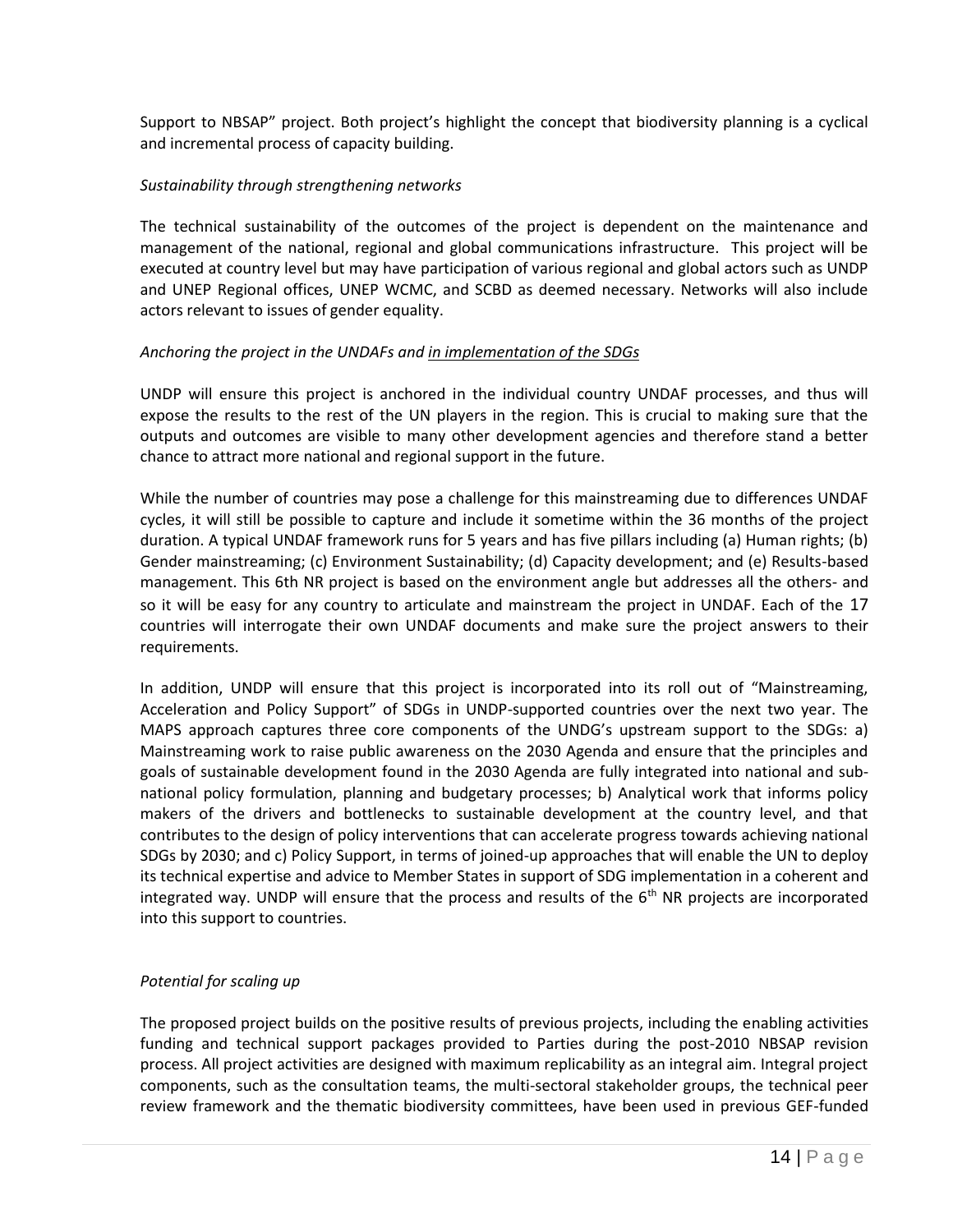Support to NBSAP" project. Both project's highlight the concept that biodiversity planning is a cyclical and incremental process of capacity building.

*Sustainability through strengthening networks*

The technical sustainability of the outcomes of the project is dependent on the maintenance and management of the national, regional and global communications infrastructure. This project will be executed at country level but may have participation of various regional and global actors such as UNDP and UNEP Regional offices, UNEP WCMC, and SCBD as deemed necessary. Networks will also include actors relevant to issues of gender equality.

*Anchoring the project in the UNDAFs and in implementation of the SDGs*

UNDP will ensure this project is anchored in the individual country UNDAF processes, and thus will expose the results to the rest of the UN players in the region. This is crucial to making sure that the outputs and outcomes are visible to many other development agencies and therefore stand a better chance to attract more national and regional support in the future.

While the number of countries may pose a challenge for this mainstreaming due to differences UNDAF cycles, it will still be possible to capture and include it sometime within the 36 months of the project duration. A typical UNDAF framework runs for 5 years and has five pillars including (a) Human rights; (b) Gender mainstreaming; (c) Environment Sustainability; (d) Capacity development; and (e) Results-based management. This 6th NR project is based on the environment angle but addresses all the others- and so it will be easy for any country to articulate and mainstream the project in UNDAF. Each of the 17 countries will interrogate their own UNDAF documents and make sure the project answers to their requirements.

In addition, UNDP will ensure that this project is incorporated into its roll out of "Mainstreaming, Acceleration and Policy Support" of SDGs in UNDP-supported countries over the next two year. The MAPS approach captures three core components of the UNDG's upstream support to the SDGs: a) Mainstreaming work to raise public awareness on the 2030 Agenda and ensure that the principles and goals of sustainable development found in the 2030 Agenda are fully integrated into national and sub-national policy formulation, planning and budgetary processes; b) Analytical work that informs policy makers of the drivers and bottlenecks to sustainable development at the country level, and that contributes to the design of policy interventions that can accelerate progress towards achieving national SDGs by 2030; and c) Policy Support, in terms of joined-up approaches that will enable the UN to deploy its technical expertise and advice to Member States in support of SDG implementation in a coherent and integrated way. UNDP will ensure that the process and results of the 6th NR projects are incorporated into this support to countries.

*Potential for scaling up*

The proposed project builds on the positive results of previous projects, including the enabling activities funding and technical support packages provided to Parties during the post-2010 NBSAP revision process. All project activities are designed with maximum replicability as an integral aim. Integral project components, such as the consultation teams, the multi-sectoral stakeholder groups, the technical peer review framework and the thematic biodiversity committees, have been used in previous GEF-funded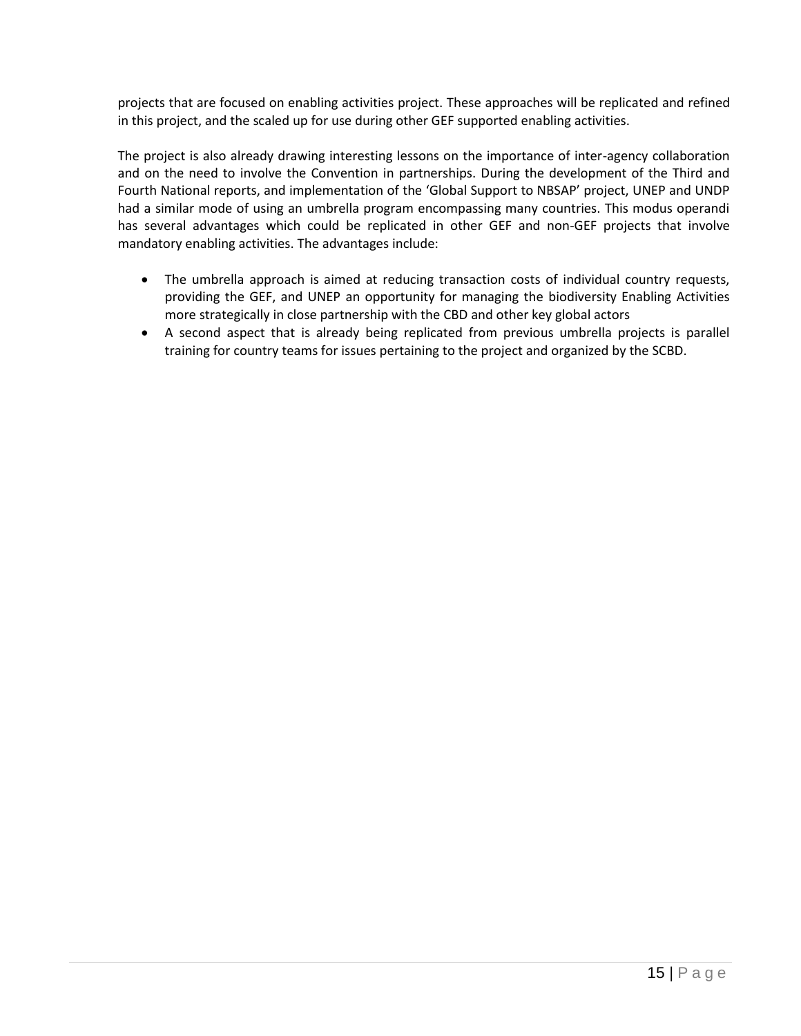projects that are focused on enabling activities project. These approaches will be replicated and refined in this project, and the scaled up for use during other GEF supported enabling activities.

The project is also already drawing interesting lessons on the importance of inter-agency collaboration and on the need to involve the Convention in partnerships. During the development of the Third and Fourth National reports, and implementation of the 'Global Support to NBSAP' project, UNEP and UNDP had a similar mode of using an umbrella program encompassing many countries. This modus operandi has several advantages which could be replicated in other GEF and non-GEF projects that involve mandatory enabling activities. The advantages include:

- The umbrella approach is aimed at reducing transaction costs of individual country requests, providing the GEF, and UNEP an opportunity for managing the biodiversity Enabling Activities more strategically in close partnership with the CBD and other key global actors
- A second aspect that is already being replicated from previous umbrella projects is parallel training for country teams for issues pertaining to the project and organized by the SCBD.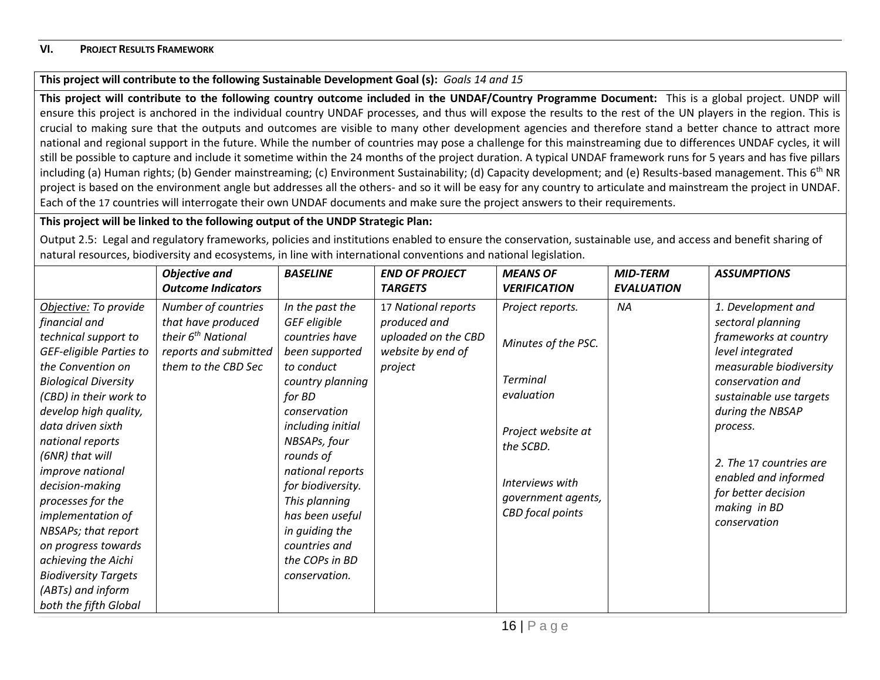## VI. PROJECT RESULTS FRAMEWORK

**This project will contribute to the following Sustainable Development Goal (s):** *Goals 14 and 15*

**This project will contribute to the following country outcome included in the UNDAF/Country Programme Document:** This is a global project. UNDP will ensure this project is anchored in the individual country UNDAF processes, and thus will expose the results to the rest of the UN players in the region. This is crucial to making sure that the outputs and outcomes are visible to many other development agencies and therefore stand a better chance to attract more national and regional support in the future. While the number of countries may pose a challenge for this mainstreaming due to differences UNDAF cycles, it will still be possible to capture and include it sometime within the 24 months of the project duration. A typical UNDAF framework runs for 5 years and has five pillars including (a) Human rights; (b) Gender mainstreaming; (c) Environment Sustainability; (d) Capacity development; and (e) Results-based management. This 6th NR project is based on the environment angle but addresses all the others- and so it will be easy for any country to articulate and mainstream the project in UNDAF. Each of the 17 countries will interrogate their own UNDAF documents and make sure the project answers to their requirements.

**This project will be linked to the following output of the UNDP Strategic Plan:**

Output 2.5: Legal and regulatory frameworks, policies and institutions enabled to ensure the conservation, sustainable use, and access and benefit sharing of natural resources, biodiversity and ecosystems, in line with international conventions and national legislation.

| | *Objective and Outcome Indicators* | *BASELINE* | *END OF PROJECT TARGETS* | *MEANS OF VERIFICATION* | *MID-TERM EVALUATION* | *ASSUMPTIONS* |
|---|---|---|---|---|---|---|
| *Objective: To provide financial and technical support to GEF-eligible Parties to the Convention on Biological Diversity (CBD) in their work to develop high quality, data driven sixth national reports (6NR) that will improve national decision-making processes for the implementation of NBSAPs; that report on progress towards achieving the Aichi Biodiversity Targets (ABTs) and inform both the fifth Global* | *Number of countries that have produced their 6th National reports and submitted them to the CBD Sec* | *In the past the GEF eligible countries have been supported to conduct country planning for BD conservation including initial NBSAPs, four rounds of national reports for biodiversity. This planning has been useful in guiding the countries and the COPs in BD conservation.* | 17 *National reports produced and uploaded on the CBD website by end of project* | *Project reports.*<br><br>*Minutes of the PSC.*<br><br>*Terminal evaluation*<br><br>*Project website at the SCBD.*<br><br>*Interviews with government agents, CBD focal points* | *NA* | *1. Development and sectoral planning frameworks at country level integrated measurable biodiversity conservation and sustainable use targets during the NBSAP process.*<br><br>*2. The* 17 *countries are enabled and informed for better decision making in BD conservation* |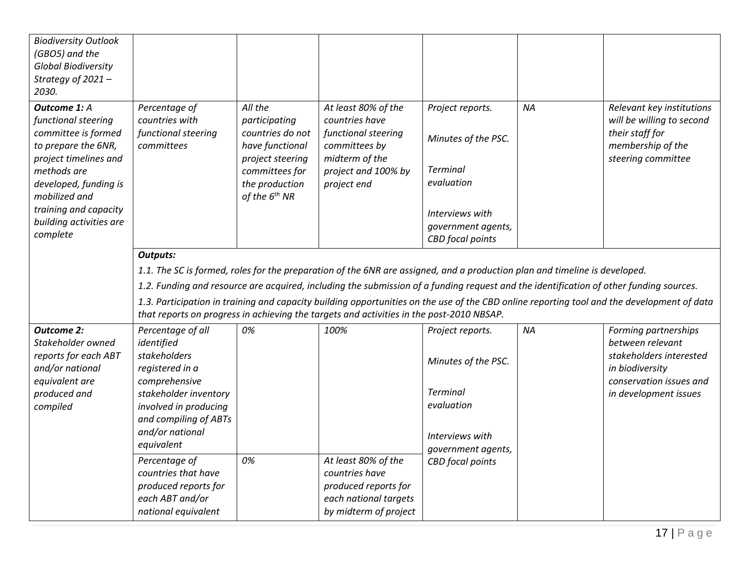| | | | | | | |
|---|---|---|---|---|---|---|
| *Biodiversity Outlook (GBO5) and the Global Biodiversity Strategy of 2021 – 2030.* | | | | | | |
| ***Outcome 1:** A functional steering committee is formed to prepare the 6NR, project timelines and methods are developed, funding is mobilized and training and capacity building activities are complete* | *Percentage of countries with functional steering committees* | *All the participating countries do not have functional project steering committees for the production of the 6th NR* | *At least 80% of the countries have functional steering committees by midterm of the project and 100% by project end* | *Project reports.*<br><br>*Minutes of the PSC.*<br><br>*Terminal evaluation*<br><br>*Interviews with government agents, CBD focal points* | *NA* | *Relevant key institutions will be willing to second their staff for membership of the steering committee* |
| | ***Outputs:***<br>*1.1. The SC is formed, roles for the preparation of the 6NR are assigned, and a production plan and timeline is developed.*<br>*1.2. Funding and resource are acquired, including the submission of a funding request and the identification of other funding sources.*<br>*1.3. Participation in training and capacity building opportunities on the use of the CBD online reporting tool and the development of data that reports on progress in achieving the targets and activities in the post-2010 NBSAP.* | | | | | |
| ***Outcome 2:** Stakeholder owned reports for each ABT and/or national equivalent are produced and compiled* | *Percentage of all identified stakeholders registered in a comprehensive stakeholder inventory involved in producing and compiling of ABTs and/or national equivalent* | *0%* | *100%* | *Project reports.*<br><br>*Minutes of the PSC.*<br><br>*Terminal evaluation*<br><br>*Interviews with government agents, CBD focal points* | *NA* | *Forming partnerships between relevant stakeholders interested in biodiversity conservation issues and in development issues* |
| | *Percentage of countries that have produced reports for each ABT and/or national equivalent* | *0%* | *At least 80% of the countries have produced reports for each national targets by midterm of project* | | | |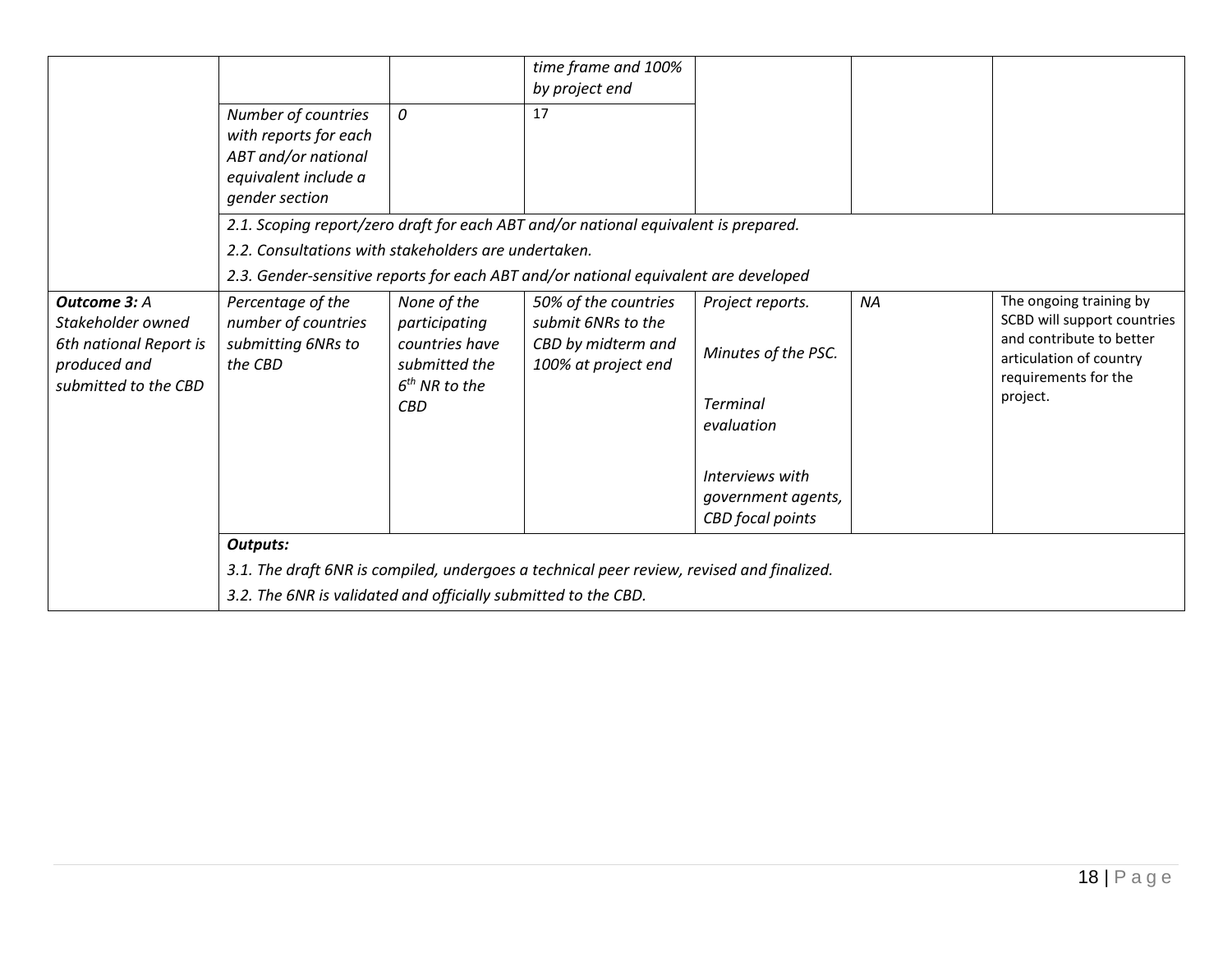| | | | | | | |
|---|---|---|---|---|---|---|
| | | | *time frame and 100% by project end* | | | |
| | *Number of countries with reports for each ABT and/or national equivalent include a gender section* | *0* | 17 | | | |
| | *2.1. Scoping report/zero draft for each ABT and/or national equivalent is prepared.*<br>*2.2. Consultations with stakeholders are undertaken.*<br>*2.3. Gender-sensitive reports for each ABT and/or national equivalent are developed* | | | | | |
| ***Outcome 3:*** *A Stakeholder owned 6th national Report is produced and submitted to the CBD* | *Percentage of the number of countries submitting 6NRs to the CBD* | *None of the participating countries have submitted the $6^{th}$ NR to the CBD* | *50% of the countries submit 6NRs to the CBD by midterm and 100% at project end* | *Project reports.*<br><br>*Minutes of the PSC.*<br><br>*Terminal evaluation*<br><br>*Interviews with government agents, CBD focal points* | *NA* | The ongoing training by SCBD will support countries and contribute to better articulation of country requirements for the project. |
| | ***Outputs:***<br>*3.1. The draft 6NR is compiled, undergoes a technical peer review, revised and finalized.*<br>*3.2. The 6NR is validated and officially submitted to the CBD.* | | | | | |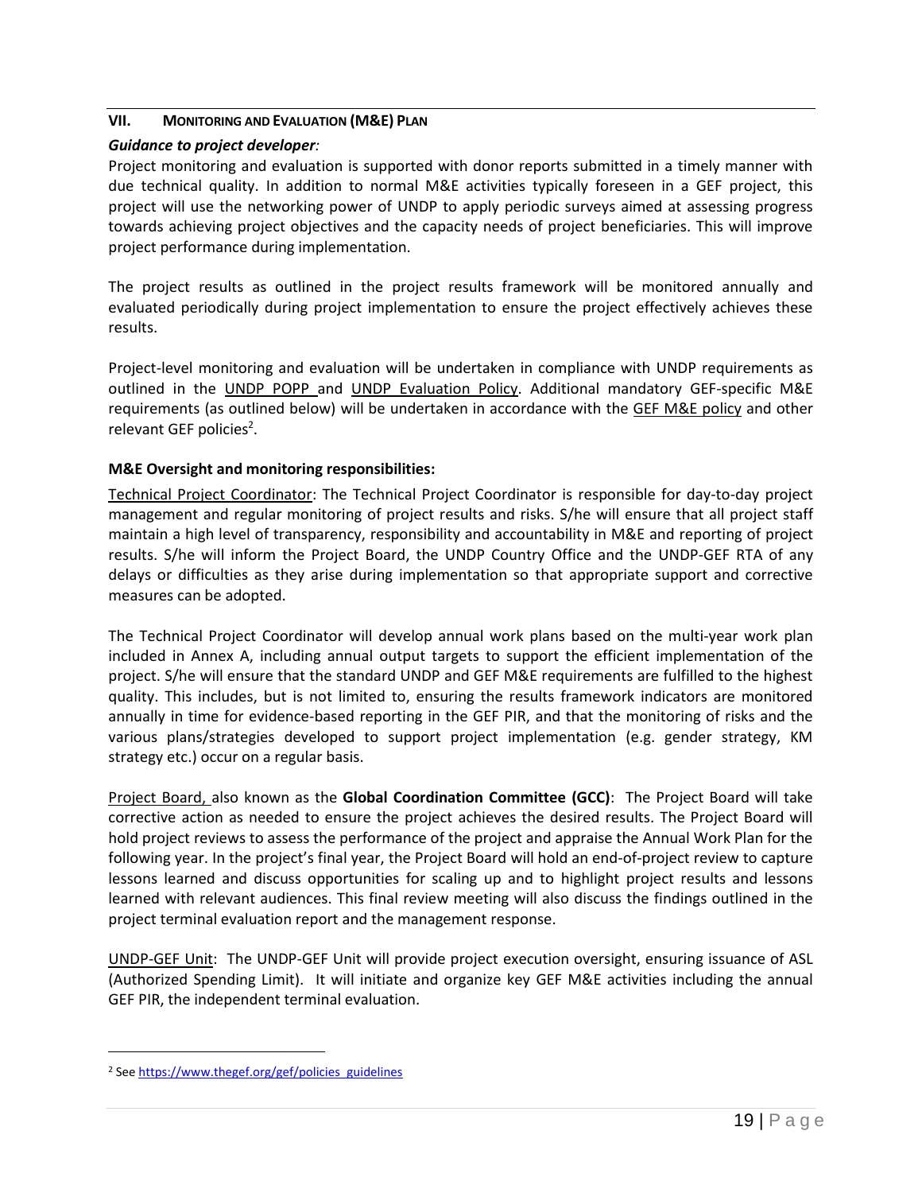## VII. MONITORING AND EVALUATION (M&E) PLAN

***Guidance to project developer:***

Project monitoring and evaluation is supported with donor reports submitted in a timely manner with due technical quality. In addition to normal M&E activities typically foreseen in a GEF project, this project will use the networking power of UNDP to apply periodic surveys aimed at assessing progress towards achieving project objectives and the capacity needs of project beneficiaries. This will improve project performance during implementation.

The project results as outlined in the project results framework will be monitored annually and evaluated periodically during project implementation to ensure the project effectively achieves these results.

Project-level monitoring and evaluation will be undertaken in compliance with UNDP requirements as outlined in the UNDP POPP and UNDP Evaluation Policy. Additional mandatory GEF-specific M&E requirements (as outlined below) will be undertaken in accordance with the GEF M&E policy and other relevant GEF policies[2].

**M&E Oversight and monitoring responsibilities:**

Technical Project Coordinator: The Technical Project Coordinator is responsible for day-to-day project management and regular monitoring of project results and risks. S/he will ensure that all project staff maintain a high level of transparency, responsibility and accountability in M&E and reporting of project results. S/he will inform the Project Board, the UNDP Country Office and the UNDP-GEF RTA of any delays or difficulties as they arise during implementation so that appropriate support and corrective measures can be adopted.

The Technical Project Coordinator will develop annual work plans based on the multi-year work plan included in Annex A, including annual output targets to support the efficient implementation of the project. S/he will ensure that the standard UNDP and GEF M&E requirements are fulfilled to the highest quality. This includes, but is not limited to, ensuring the results framework indicators are monitored annually in time for evidence-based reporting in the GEF PIR, and that the monitoring of risks and the various plans/strategies developed to support project implementation (e.g. gender strategy, KM strategy etc.) occur on a regular basis.

Project Board, also known as the **Global Coordination Committee (GCC)**: The Project Board will take corrective action as needed to ensure the project achieves the desired results. The Project Board will hold project reviews to assess the performance of the project and appraise the Annual Work Plan for the following year. In the project's final year, the Project Board will hold an end-of-project review to capture lessons learned and discuss opportunities for scaling up and to highlight project results and lessons learned with relevant audiences. This final review meeting will also discuss the findings outlined in the project terminal evaluation report and the management response.

UNDP-GEF Unit: The UNDP-GEF Unit will provide project execution oversight, ensuring issuance of ASL (Authorized Spending Limit). It will initiate and organize key GEF M&E activities including the annual GEF PIR, the independent terminal evaluation.

---

[2] See https://www.thegef.org/gef/policies_guidelines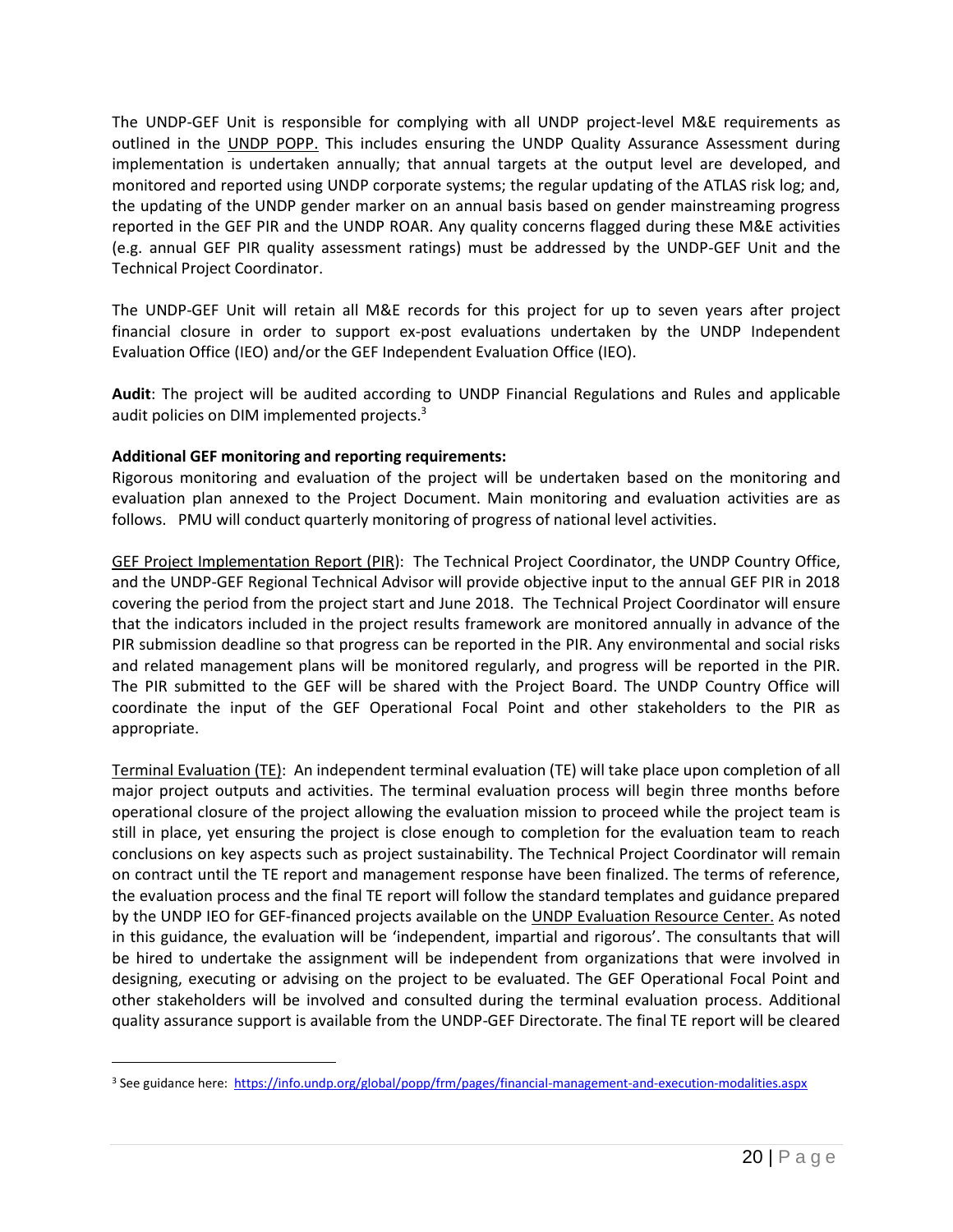The UNDP-GEF Unit is responsible for complying with all UNDP project-level M&E requirements as outlined in the UNDP POPP. This includes ensuring the UNDP Quality Assurance Assessment during implementation is undertaken annually; that annual targets at the output level are developed, and monitored and reported using UNDP corporate systems; the regular updating of the ATLAS risk log; and, the updating of the UNDP gender marker on an annual basis based on gender mainstreaming progress reported in the GEF PIR and the UNDP ROAR. Any quality concerns flagged during these M&E activities (e.g. annual GEF PIR quality assessment ratings) must be addressed by the UNDP-GEF Unit and the Technical Project Coordinator.

The UNDP-GEF Unit will retain all M&E records for this project for up to seven years after project financial closure in order to support ex-post evaluations undertaken by the UNDP Independent Evaluation Office (IEO) and/or the GEF Independent Evaluation Office (IEO).

**Audit**: The project will be audited according to UNDP Financial Regulations and Rules and applicable audit policies on DIM implemented projects.[3]

**Additional GEF monitoring and reporting requirements:**
Rigorous monitoring and evaluation of the project will be undertaken based on the monitoring and evaluation plan annexed to the Project Document. Main monitoring and evaluation activities are as follows. PMU will conduct quarterly monitoring of progress of national level activities.

GEF Project Implementation Report (PIR): The Technical Project Coordinator, the UNDP Country Office, and the UNDP-GEF Regional Technical Advisor will provide objective input to the annual GEF PIR in 2018 covering the period from the project start and June 2018. The Technical Project Coordinator will ensure that the indicators included in the project results framework are monitored annually in advance of the PIR submission deadline so that progress can be reported in the PIR. Any environmental and social risks and related management plans will be monitored regularly, and progress will be reported in the PIR. The PIR submitted to the GEF will be shared with the Project Board. The UNDP Country Office will coordinate the input of the GEF Operational Focal Point and other stakeholders to the PIR as appropriate.

Terminal Evaluation (TE): An independent terminal evaluation (TE) will take place upon completion of all major project outputs and activities. The terminal evaluation process will begin three months before operational closure of the project allowing the evaluation mission to proceed while the project team is still in place, yet ensuring the project is close enough to completion for the evaluation team to reach conclusions on key aspects such as project sustainability. The Technical Project Coordinator will remain on contract until the TE report and management response have been finalized. The terms of reference, the evaluation process and the final TE report will follow the standard templates and guidance prepared by the UNDP IEO for GEF-financed projects available on the UNDP Evaluation Resource Center. As noted in this guidance, the evaluation will be 'independent, impartial and rigorous'. The consultants that will be hired to undertake the assignment will be independent from organizations that were involved in designing, executing or advising on the project to be evaluated. The GEF Operational Focal Point and other stakeholders will be involved and consulted during the terminal evaluation process. Additional quality assurance support is available from the UNDP-GEF Directorate. The final TE report will be cleared

[3] See guidance here: https://info.undp.org/global/popp/frm/pages/financial-management-and-execution-modalities.aspx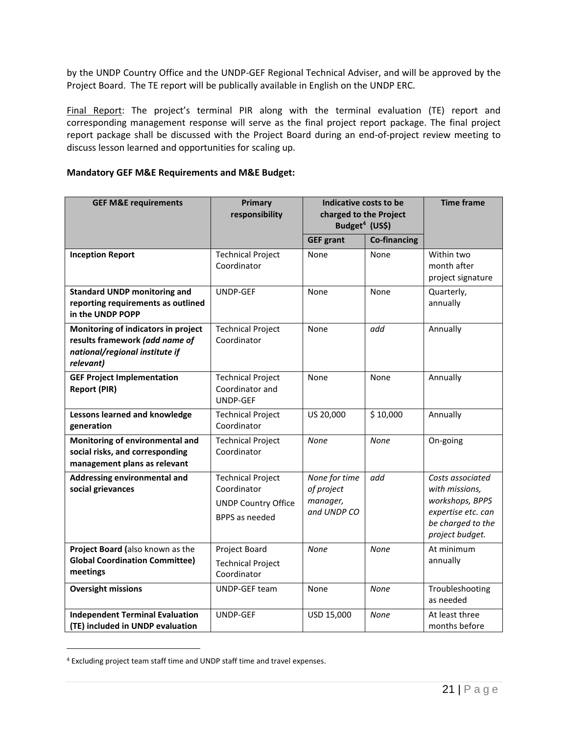by the UNDP Country Office and the UNDP-GEF Regional Technical Adviser, and will be approved by the Project Board. The TE report will be publically available in English on the UNDP ERC.

Final Report: The project's terminal PIR along with the terminal evaluation (TE) report and corresponding management response will serve as the final project report package. The final project report package shall be discussed with the Project Board during an end-of-project review meeting to discuss lesson learned and opportunities for scaling up.

**Mandatory GEF M&E Requirements and M&E Budget:**

| GEF M&E requirements | Primary responsibility | Indicative costs to be charged to the Project Budget[4] (US$) | | Time frame |
|---|---|---|---|---|
| | | GEF grant | Co-financing | |
| **Inception Report** | Technical Project Coordinator | None | None | Within two month after project signature |
| **Standard UNDP monitoring and reporting requirements as outlined in the UNDP POPP** | UNDP-GEF | None | None | Quarterly, annually |
| **Monitoring of indicators in project results framework *(add name of national/regional institute if relevant)*** | Technical Project Coordinator | None | *add* | Annually |
| **GEF Project Implementation Report (PIR)** | Technical Project Coordinator and UNDP-GEF | None | None | Annually |
| **Lessons learned and knowledge generation** | Technical Project Coordinator | US 20,000 | $ 10,000 | Annually |
| **Monitoring of environmental and social risks, and corresponding management plans as relevant** | Technical Project Coordinator | *None* | *None* | On-going |
| **Addressing environmental and social grievances** | Technical Project Coordinator<br>UNDP Country Office<br>BPPS as needed | *None for time of project manager, and UNDP CO* | *add* | *Costs associated with missions, workshops, BPPS expertise etc. can be charged to the project budget.* |
| **Project Board (**also known as the **Global Coordination Committee) meetings** | Project Board<br>Technical Project Coordinator | *None* | *None* | At minimum annually |
| **Oversight missions** | UNDP-GEF team | None | *None* | Troubleshooting as needed |
| **Independent Terminal Evaluation (TE) included in UNDP evaluation** | UNDP-GEF | USD 15,000 | *None* | At least three months before |

[4] Excluding project team staff time and UNDP staff time and travel expenses.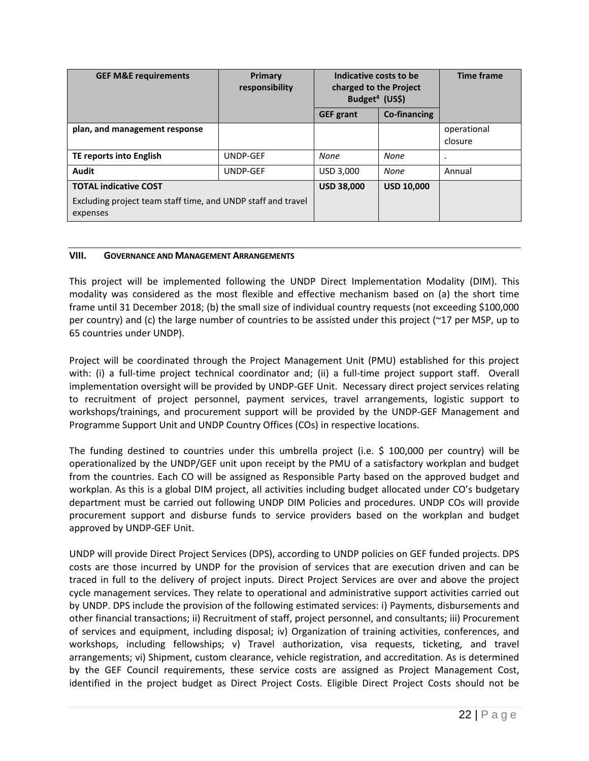| GEF M&E requirements | Primary responsibility | Indicative costs to be charged to the Project Budget[4] (US$) | | Time frame |
|---|---|---|---|---|
| | | GEF grant | Co-financing | |
| **plan, and management response** | | | | operational closure |
| **TE reports into English** | UNDP-GEF | *None* | *None* | . |
| **Audit** | UNDP-GEF | USD 3,000 | *None* | Annual |
| **TOTAL indicative COST** Excluding project team staff time, and UNDP staff and travel expenses | | **USD 38,000** | **USD 10,000** | |

## VIII. Governance and Management Arrangements

This project will be implemented following the UNDP Direct Implementation Modality (DIM). This modality was considered as the most flexible and effective mechanism based on (a) the short time frame until 31 December 2018; (b) the small size of individual country requests (not exceeding $100,000 per country) and (c) the large number of countries to be assisted under this project (~17 per MSP, up to 65 countries under UNDP).

Project will be coordinated through the Project Management Unit (PMU) established for this project with: (i) a full-time project technical coordinator and; (ii) a full-time project support staff. Overall implementation oversight will be provided by UNDP-GEF Unit. Necessary direct project services relating to recruitment of project personnel, payment services, travel arrangements, logistic support to workshops/trainings, and procurement support will be provided by the UNDP-GEF Management and Programme Support Unit and UNDP Country Offices (COs) in respective locations.

The funding destined to countries under this umbrella project (i.e. $ 100,000 per country) will be operationalized by the UNDP/GEF unit upon receipt by the PMU of a satisfactory workplan and budget from the countries. Each CO will be assigned as Responsible Party based on the approved budget and workplan. As this is a global DIM project, all activities including budget allocated under CO's budgetary department must be carried out following UNDP DIM Policies and procedures. UNDP COs will provide procurement support and disburse funds to service providers based on the workplan and budget approved by UNDP-GEF Unit.

UNDP will provide Direct Project Services (DPS), according to UNDP policies on GEF funded projects. DPS costs are those incurred by UNDP for the provision of services that are execution driven and can be traced in full to the delivery of project inputs. Direct Project Services are over and above the project cycle management services. They relate to operational and administrative support activities carried out by UNDP. DPS include the provision of the following estimated services: i) Payments, disbursements and other financial transactions; ii) Recruitment of staff, project personnel, and consultants; iii) Procurement of services and equipment, including disposal; iv) Organization of training activities, conferences, and workshops, including fellowships; v) Travel authorization, visa requests, ticketing, and travel arrangements; vi) Shipment, custom clearance, vehicle registration, and accreditation. As is determined by the GEF Council requirements, these service costs are assigned as Project Management Cost, identified in the project budget as Direct Project Costs. Eligible Direct Project Costs should not be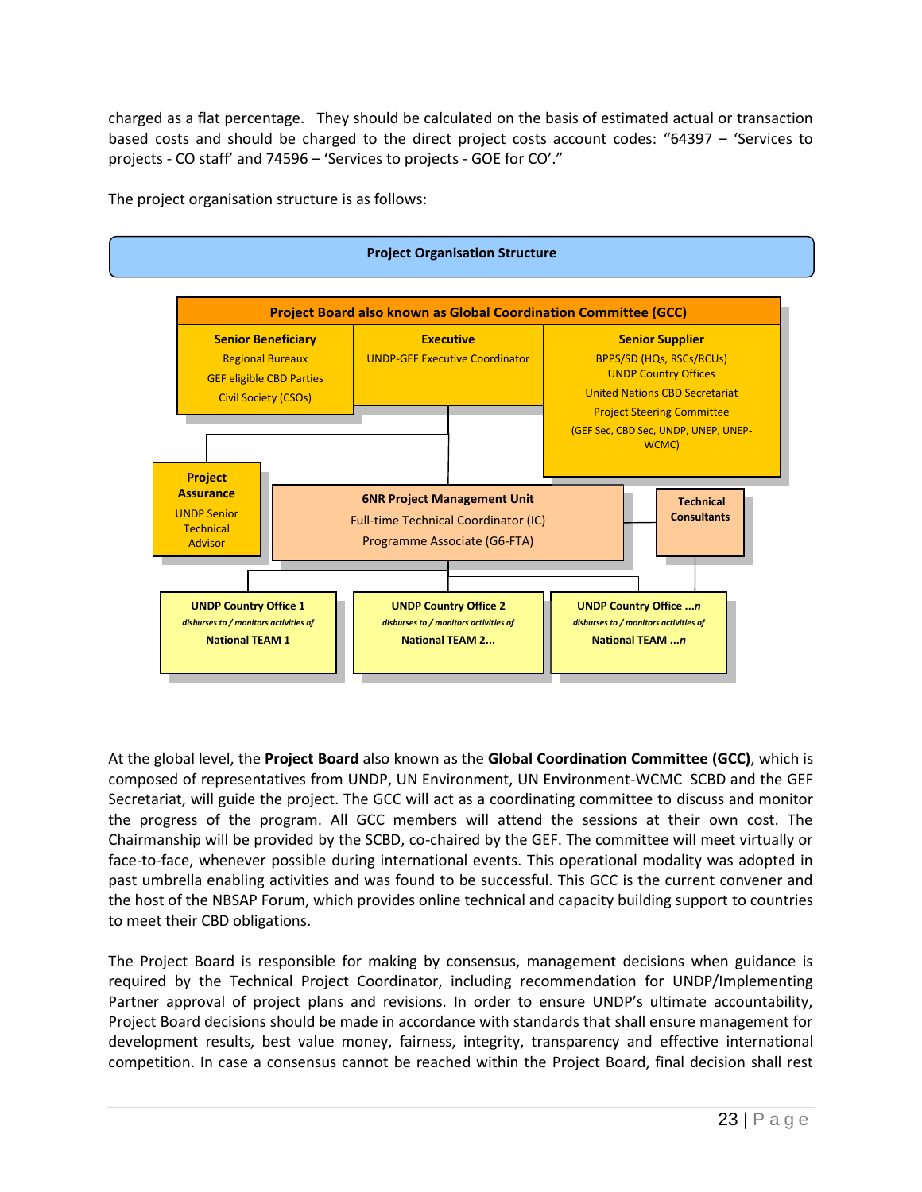charged as a flat percentage. They should be calculated on the basis of estimated actual or transaction based costs and should be charged to the direct project costs account codes: "64397 – 'Services to projects - CO staff' and 74596 – 'Services to projects - GOE for CO'."

The project organisation structure is as follows:

**Project Organisation Structure**

**Project Board also known as Global Coordination Committee (GCC)**

| Senior Beneficiary | Executive | Senior Supplier |
|---|---|---|
| Regional Bureaux<br>GEF eligible CBD Parties<br>Civil Society (CSOs) | UNDP-GEF Executive Coordinator | BPPS/SD (HQs, RSCs/RCUs)<br>UNDP Country Offices<br>United Nations CBD Secretariat<br>Project Steering Committee<br>(GEF Sec, CBD Sec, UNDP, UNEP, UNEP-WCMC) |

**Project Assurance**
UNDP Senior Technical Advisor

**6NR Project Management Unit**
Full-time Technical Coordinator (IC)
Programme Associate (G6-FTA)

**Technical Consultants**

| UNDP Country Office 1 | UNDP Country Office 2 | UNDP Country Office ...n |
|---|---|---|
| *disburses to / monitors activities of* | *disburses to / monitors activities of* | *disburses to / monitors activities of* |
| **National TEAM 1** | **National TEAM 2...** | **National TEAM ...n** |

At the global level, the **Project Board** also known as the **Global Coordination Committee (GCC)**, which is composed of representatives from UNDP, UN Environment, UN Environment-WCMC SCBD and the GEF Secretariat, will guide the project. The GCC will act as a coordinating committee to discuss and monitor the progress of the program. All GCC members will attend the sessions at their own cost. The Chairmanship will be provided by the SCBD, co-chaired by the GEF. The committee will meet virtually or face-to-face, whenever possible during international events. This operational modality was adopted in past umbrella enabling activities and was found to be successful. This GCC is the current convener and the host of the NBSAP Forum, which provides online technical and capacity building support to countries to meet their CBD obligations.

The Project Board is responsible for making by consensus, management decisions when guidance is required by the Technical Project Coordinator, including recommendation for UNDP/Implementing Partner approval of project plans and revisions. In order to ensure UNDP's ultimate accountability, Project Board decisions should be made in accordance with standards that shall ensure management for development results, best value money, fairness, integrity, transparency and effective international competition. In case a consensus cannot be reached within the Project Board, final decision shall rest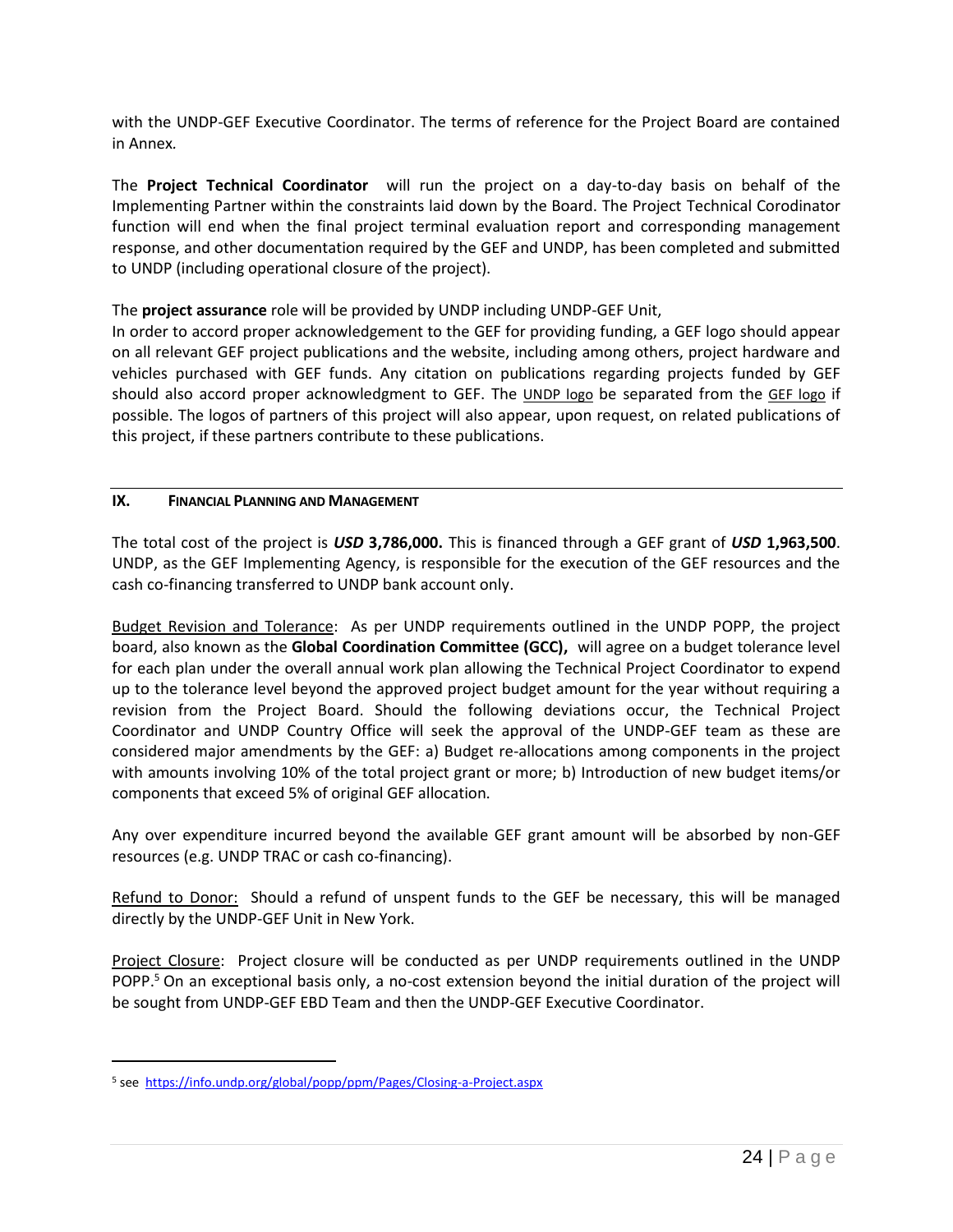with the UNDP-GEF Executive Coordinator. The terms of reference for the Project Board are contained in Annex.

The **Project Technical Coordinator** will run the project on a day-to-day basis on behalf of the Implementing Partner within the constraints laid down by the Board. The Project Technical Corodinator function will end when the final project terminal evaluation report and corresponding management response, and other documentation required by the GEF and UNDP, has been completed and submitted to UNDP (including operational closure of the project).

The **project assurance** role will be provided by UNDP including UNDP-GEF Unit,
In order to accord proper acknowledgement to the GEF for providing funding, a GEF logo should appear on all relevant GEF project publications and the website, including among others, project hardware and vehicles purchased with GEF funds. Any citation on publications regarding projects funded by GEF should also accord proper acknowledgment to GEF. The UNDP logo be separated from the GEF logo if possible. The logos of partners of this project will also appear, upon request, on related publications of this project, if these partners contribute to these publications.

## IX. Financial Planning and Management

The total cost of the project is ***USD* 3,786,000.** This is financed through a GEF grant of ***USD* 1,963,500**. UNDP, as the GEF Implementing Agency, is responsible for the execution of the GEF resources and the cash co-financing transferred to UNDP bank account only.

Budget Revision and Tolerance: As per UNDP requirements outlined in the UNDP POPP, the project board, also known as the **Global Coordination Committee (GCC),** will agree on a budget tolerance level for each plan under the overall annual work plan allowing the Technical Project Coordinator to expend up to the tolerance level beyond the approved project budget amount for the year without requiring a revision from the Project Board. Should the following deviations occur, the Technical Project Coordinator and UNDP Country Office will seek the approval of the UNDP-GEF team as these are considered major amendments by the GEF: a) Budget re-allocations among components in the project with amounts involving 10% of the total project grant or more; b) Introduction of new budget items/or components that exceed 5% of original GEF allocation.

Any over expenditure incurred beyond the available GEF grant amount will be absorbed by non-GEF resources (e.g. UNDP TRAC or cash co-financing).

Refund to Donor: Should a refund of unspent funds to the GEF be necessary, this will be managed directly by the UNDP-GEF Unit in New York.

Project Closure: Project closure will be conducted as per UNDP requirements outlined in the UNDP POPP.[5] On an exceptional basis only, a no-cost extension beyond the initial duration of the project will be sought from UNDP-GEF EBD Team and then the UNDP-GEF Executive Coordinator.

---

[5] see https://info.undp.org/global/popp/ppm/Pages/Closing-a-Project.aspx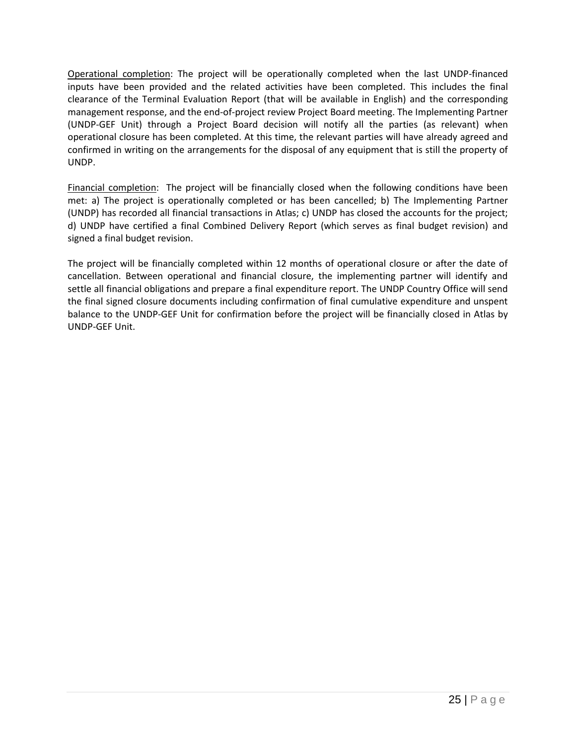<u>Operational completion</u>: The project will be operationally completed when the last UNDP-financed inputs have been provided and the related activities have been completed. This includes the final clearance of the Terminal Evaluation Report (that will be available in English) and the corresponding management response, and the end-of-project review Project Board meeting. The Implementing Partner (UNDP-GEF Unit) through a Project Board decision will notify all the parties (as relevant) when operational closure has been completed. At this time, the relevant parties will have already agreed and confirmed in writing on the arrangements for the disposal of any equipment that is still the property of UNDP.

<u>Financial completion</u>: The project will be financially closed when the following conditions have been met: a) The project is operationally completed or has been cancelled; b) The Implementing Partner (UNDP) has recorded all financial transactions in Atlas; c) UNDP has closed the accounts for the project; d) UNDP have certified a final Combined Delivery Report (which serves as final budget revision) and signed a final budget revision.

The project will be financially completed within 12 months of operational closure or after the date of cancellation. Between operational and financial closure, the implementing partner will identify and settle all financial obligations and prepare a final expenditure report. The UNDP Country Office will send the final signed closure documents including confirmation of final cumulative expenditure and unspent balance to the UNDP-GEF Unit for confirmation before the project will be financially closed in Atlas by UNDP-GEF Unit.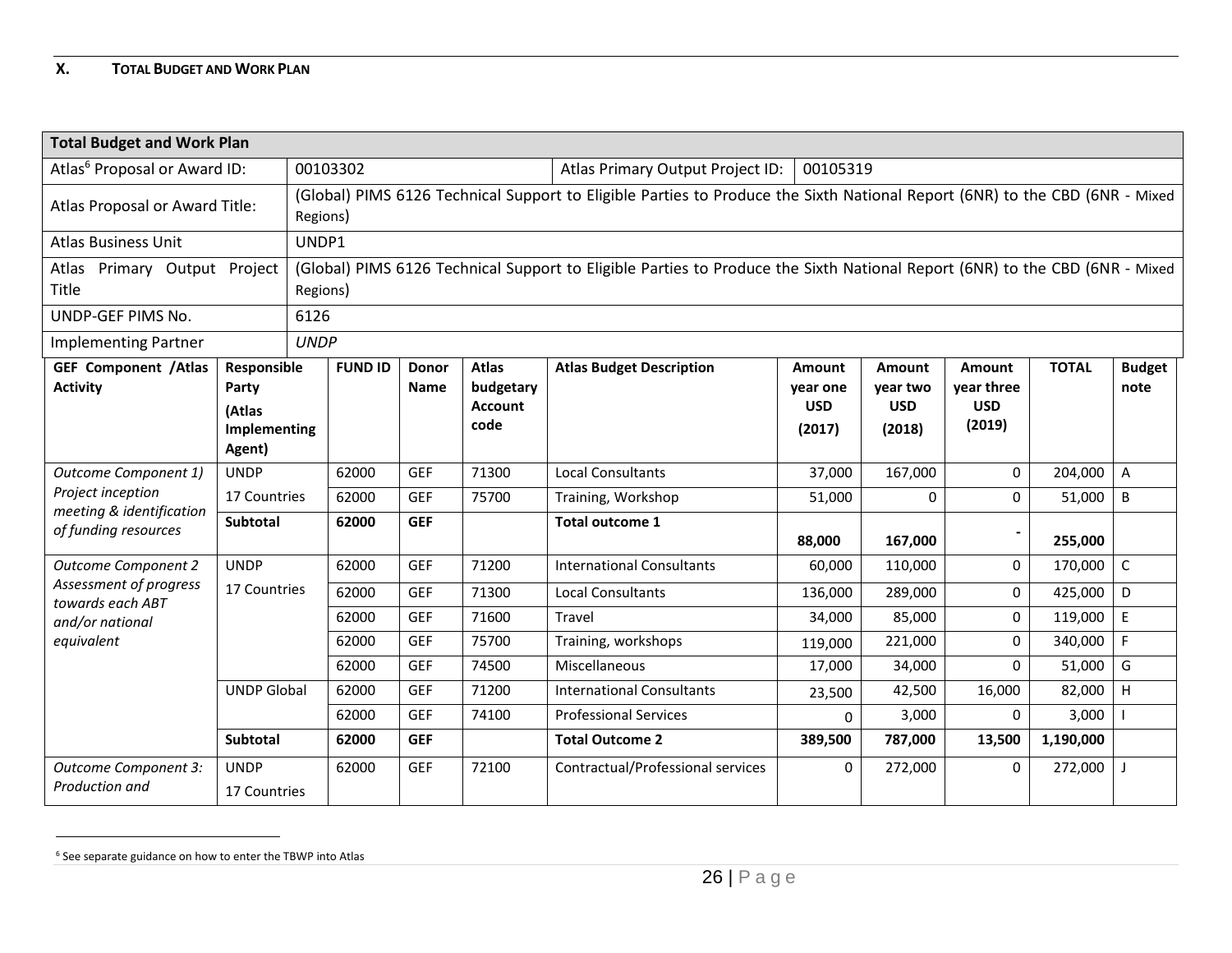## X. TOTAL BUDGET AND WORK PLAN

| Total Budget and Work Plan | | | | | | | | | | |
|---|---|---|---|---|---|---|---|---|---|---|
| Atlas[6] Proposal or Award ID: | 00103302 | | | | Atlas Primary Output Project ID: | 00105319 | | | | |
| Atlas Proposal or Award Title: | (Global) PIMS 6126 Technical Support to Eligible Parties to Produce the Sixth National Report (6NR) to the CBD (6NR - Mixed Regions) | | | | | | | | | |
| Atlas Business Unit | UNDP1 | | | | | | | | | |
| Atlas Primary Output Project Title | (Global) PIMS 6126 Technical Support to Eligible Parties to Produce the Sixth National Report (6NR) to the CBD (6NR - Mixed Regions) | | | | | | | | | |
| UNDP-GEF PIMS No. | 6126 | | | | | | | | | |
| Implementing Partner | *UNDP* | | | | | | | | | |
| **GEF Component /Atlas Activity** | **Responsible Party (Atlas Implementing Agent)** | **FUND ID** | **Donor Name** | **Atlas budgetary Account code** | **Atlas Budget Description** | **Amount year one USD (2017)** | **Amount year two USD (2018)** | **Amount year three USD (2019)** | **TOTAL** | **Budget note** |
| *Outcome Component 1) Project inception meeting & identification of funding resources* | UNDP 17 Countries | 62000 | GEF | 71300 | Local Consultants | 37,000 | 167,000 | 0 | 204,000 | A |
| | | 62000 | GEF | 75700 | Training, Workshop | 51,000 | 0 | 0 | 51,000 | B |
| | **Subtotal** | **62000** | **GEF** | | **Total outcome 1** | **88,000** | **167,000** | **-** | **255,000** | |
| *Outcome Component 2 Assessment of progress towards each ABT and/or national equivalent* | UNDP 17 Countries | 62000 | GEF | 71200 | International Consultants | 60,000 | 110,000 | 0 | 170,000 | C |
| | | 62000 | GEF | 71300 | Local Consultants | 136,000 | 289,000 | 0 | 425,000 | D |
| | | 62000 | GEF | 71600 | Travel | 34,000 | 85,000 | 0 | 119,000 | E |
| | | 62000 | GEF | 75700 | Training, workshops | 119,000 | 221,000 | 0 | 340,000 | F |
| | | 62000 | GEF | 74500 | Miscellaneous | 17,000 | 34,000 | 0 | 51,000 | G |
| | UNDP Global | 62000 | GEF | 71200 | International Consultants | 23,500 | 42,500 | 16,000 | 82,000 | H |
| | | 62000 | GEF | 74100 | Professional Services | 0 | 3,000 | 0 | 3,000 | I |
| | **Subtotal** | **62000** | **GEF** | | **Total Outcome 2** | **389,500** | **787,000** | **13,500** | **1,190,000** | |
| *Outcome Component 3: Production and* | UNDP 17 Countries | 62000 | GEF | 72100 | Contractual/Professional services | 0 | 272,000 | 0 | 272,000 | J |

[6] See separate guidance on how to enter the TBWP into Atlas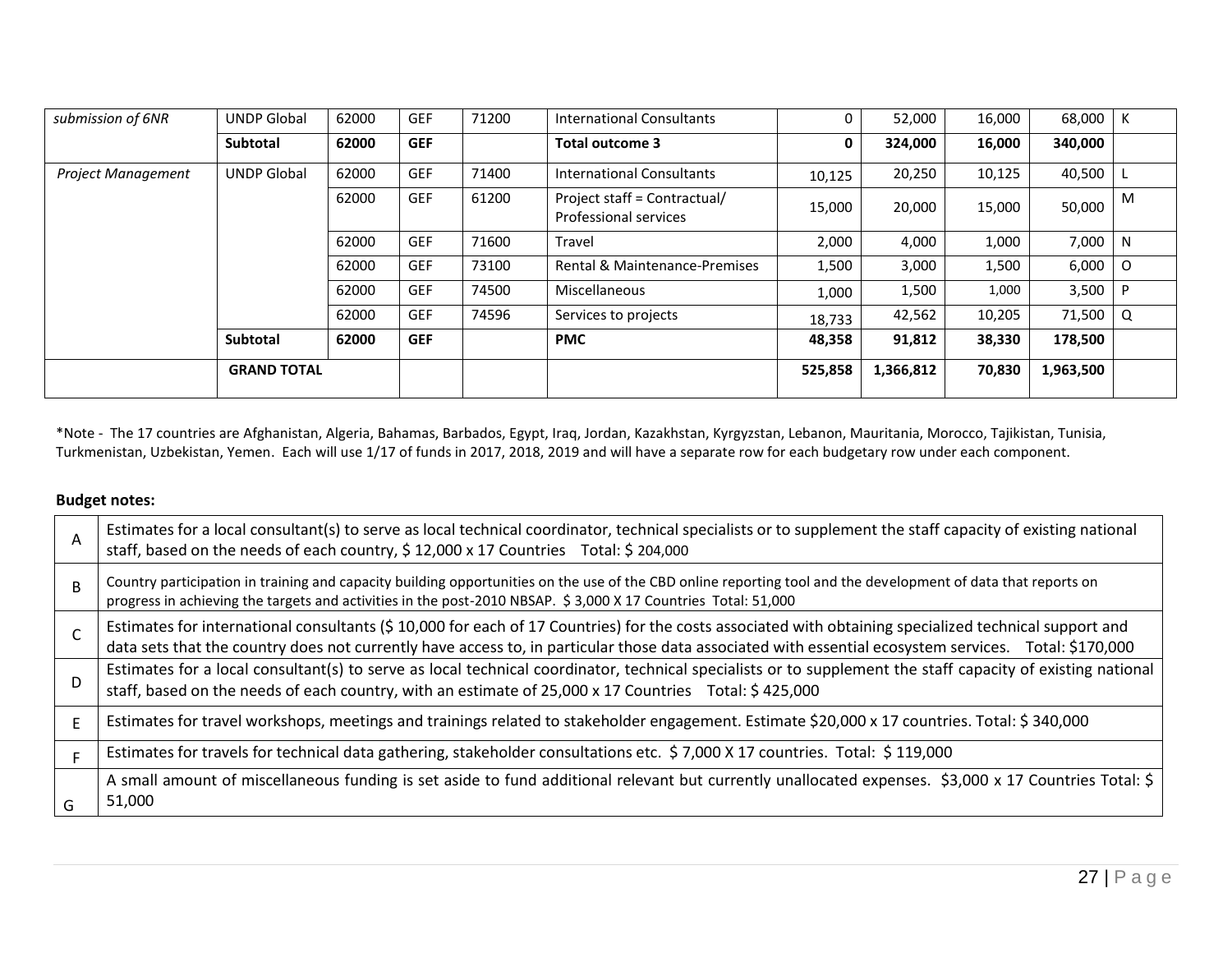| | | | | | | | | | | |
|---|---|---|---|---|---|---|---|---|---|---|
| *submission of 6NR* | UNDP Global | 62000 | GEF | 71200 | International Consultants | 0 | 52,000 | 16,000 | 68,000 | K |
| | **Subtotal** | **62000** | **GEF** | | **Total outcome 3** | **0** | **324,000** | **16,000** | **340,000** | |
| *Project Management* | UNDP Global | 62000 | GEF | 71400 | International Consultants | 10,125 | 20,250 | 10,125 | 40,500 | L |
| | | 62000 | GEF | 61200 | Project staff = Contractual/ Professional services | 15,000 | 20,000 | 15,000 | 50,000 | M |
| | | 62000 | GEF | 71600 | Travel | 2,000 | 4,000 | 1,000 | 7,000 | N |
| | | 62000 | GEF | 73100 | Rental & Maintenance-Premises | 1,500 | 3,000 | 1,500 | 6,000 | O |
| | | 62000 | GEF | 74500 | Miscellaneous | 1,000 | 1,500 | 1,000 | 3,500 | P |
| | | 62000 | GEF | 74596 | Services to projects | 18,733 | 42,562 | 10,205 | 71,500 | Q |
| | **Subtotal** | **62000** | **GEF** | | **PMC** | **48,358** | **91,812** | **38,330** | **178,500** | |
| | **GRAND TOTAL** | | | | | **525,858** | **1,366,812** | **70,830** | **1,963,500** | |

*Note - The 17 countries are Afghanistan, Algeria, Bahamas, Barbados, Egypt, Iraq, Jordan, Kazakhstan, Kyrgyzstan, Lebanon, Mauritania, Morocco, Tajikistan, Tunisia, Turkmenistan, Uzbekistan, Yemen. Each will use 1/17 of funds in 2017, 2018, 2019 and will have a separate row for each budgetary row under each component.

**Budget notes:**

| | |
|---|---|
| A | Estimates for a local consultant(s) to serve as local technical coordinator, technical specialists or to supplement the staff capacity of existing national staff, based on the needs of each country, $ 12,000 x 17 Countries Total: $ 204,000 |
| B | Country participation in training and capacity building opportunities on the use of the CBD online reporting tool and the development of data that reports on progress in achieving the targets and activities in the post-2010 NBSAP. $ 3,000 X 17 Countries Total: 51,000 |
| C | Estimates for international consultants ($ 10,000 for each of 17 Countries) for the costs associated with obtaining specialized technical support and data sets that the country does not currently have access to, in particular those data associated with essential ecosystem services. Total: $170,000 |
| D | Estimates for a local consultant(s) to serve as local technical coordinator, technical specialists or to supplement the staff capacity of existing national staff, based on the needs of each country, with an estimate of 25,000 x 17 Countries Total: $ 425,000 |
| E | Estimates for travel workshops, meetings and trainings related to stakeholder engagement. Estimate $20,000 x 17 countries. Total: $ 340,000 |
| F | Estimates for travels for technical data gathering, stakeholder consultations etc. $ 7,000 X 17 countries. Total: $ 119,000 |
| G | A small amount of miscellaneous funding is set aside to fund additional relevant but currently unallocated expenses. $3,000 x 17 Countries Total: $ 51,000 |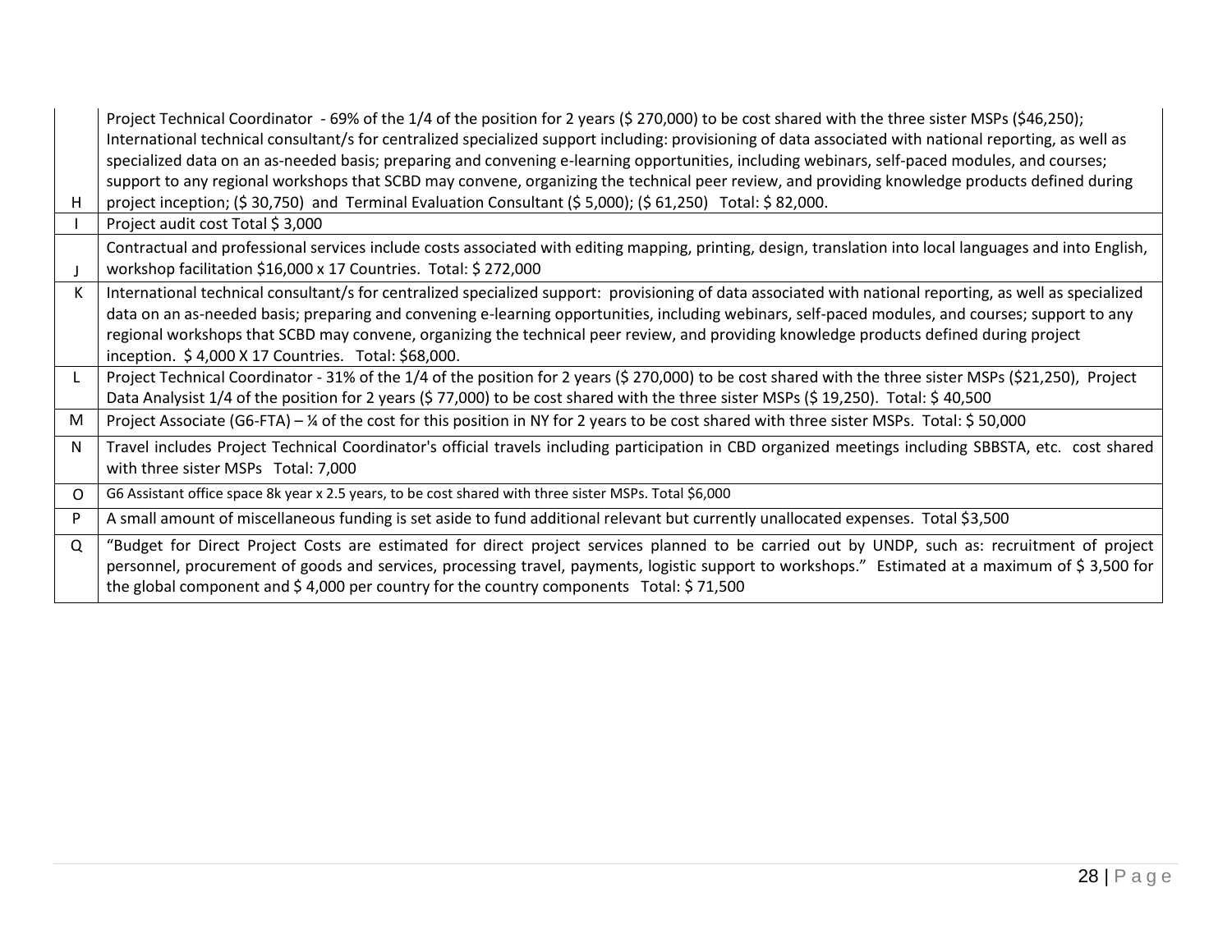| | |
|---|---|
| H | Project Technical Coordinator - 69% of the 1/4 of the position for 2 years ($ 270,000) to be cost shared with the three sister MSPs ($46,250); International technical consultant/s for centralized specialized support including: provisioning of data associated with national reporting, as well as specialized data on an as-needed basis; preparing and convening e-learning opportunities, including webinars, self-paced modules, and courses; support to any regional workshops that SCBD may convene, organizing the technical peer review, and providing knowledge products defined during project inception; ($ 30,750) and Terminal Evaluation Consultant ($ 5,000); ($ 61,250) Total: $ 82,000. |
| I | Project audit cost Total $ 3,000 |
| J | Contractual and professional services include costs associated with editing mapping, printing, design, translation into local languages and into English, workshop facilitation $16,000 x 17 Countries. Total: $ 272,000 |
| K | International technical consultant/s for centralized specialized support: provisioning of data associated with national reporting, as well as specialized data on an as-needed basis; preparing and convening e-learning opportunities, including webinars, self-paced modules, and courses; support to any regional workshops that SCBD may convene, organizing the technical peer review, and providing knowledge products defined during project inception. $ 4,000 X 17 Countries. Total: $68,000. |
| L | Project Technical Coordinator - 31% of the 1/4 of the position for 2 years ($ 270,000) to be cost shared with the three sister MSPs ($21,250), Project Data Analysist 1/4 of the position for 2 years ($ 77,000) to be cost shared with the three sister MSPs ($ 19,250). Total: $ 40,500 |
| M | Project Associate (G6-FTA) – ¼ of the cost for this position in NY for 2 years to be cost shared with three sister MSPs. Total: $ 50,000 |
| N | Travel includes Project Technical Coordinator's official travels including participation in CBD organized meetings including SBBSTA, etc. cost shared with three sister MSPs Total: 7,000 |
| O | G6 Assistant office space 8k year x 2.5 years, to be cost shared with three sister MSPs. Total $6,000 |
| P | A small amount of miscellaneous funding is set aside to fund additional relevant but currently unallocated expenses. Total $3,500 |
| Q | "Budget for Direct Project Costs are estimated for direct project services planned to be carried out by UNDP, such as: recruitment of project personnel, procurement of goods and services, processing travel, payments, logistic support to workshops." Estimated at a maximum of $ 3,500 for the global component and $ 4,000 per country for the country components Total: $ 71,500 |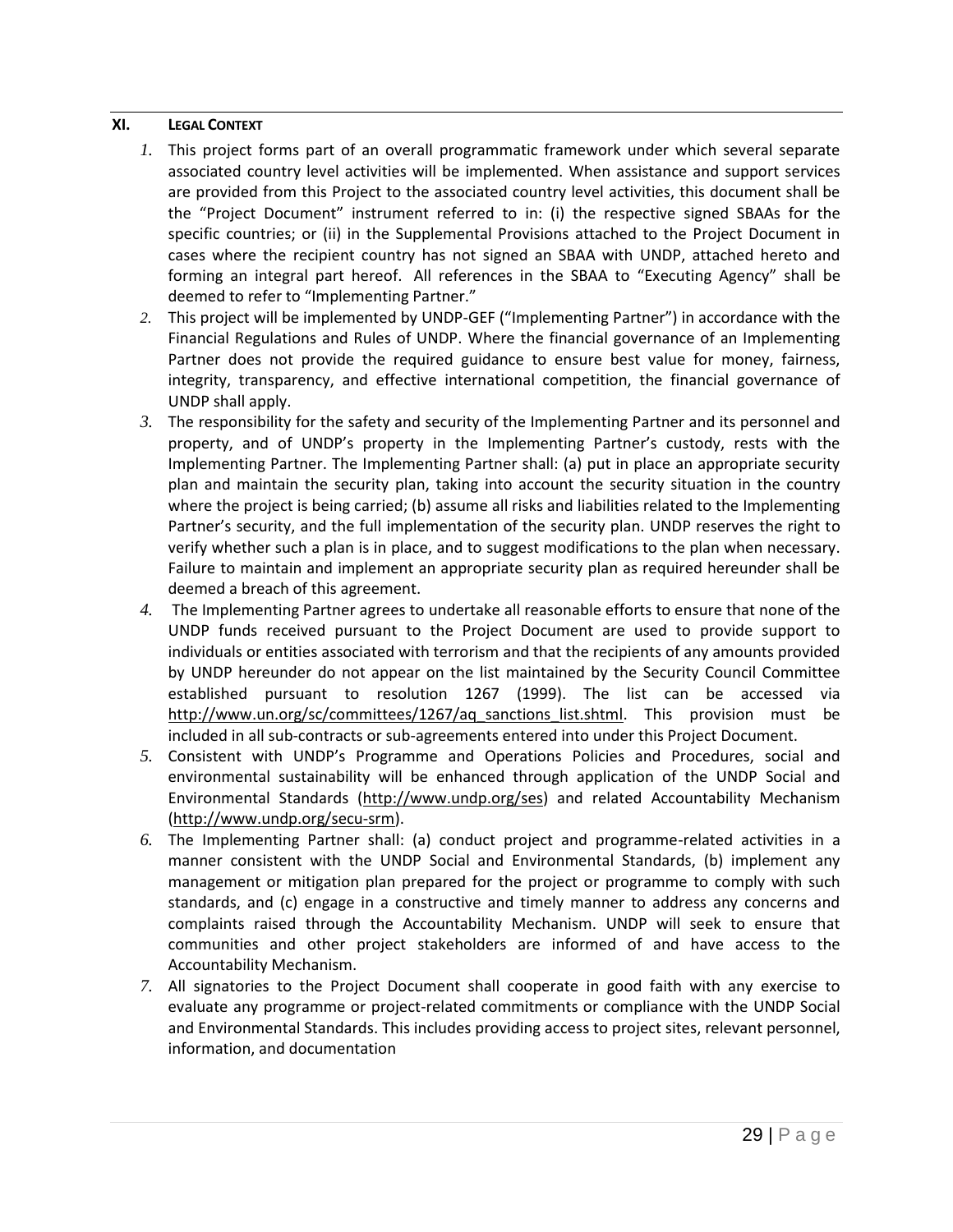## XI. LEGAL CONTEXT

1. This project forms part of an overall programmatic framework under which several separate associated country level activities will be implemented. When assistance and support services are provided from this Project to the associated country level activities, this document shall be the "Project Document" instrument referred to in: (i) the respective signed SBAAs for the specific countries; or (ii) in the Supplemental Provisions attached to the Project Document in cases where the recipient country has not signed an SBAA with UNDP, attached hereto and forming an integral part hereof. All references in the SBAA to "Executing Agency" shall be deemed to refer to "Implementing Partner."
2. This project will be implemented by UNDP-GEF ("Implementing Partner") in accordance with the Financial Regulations and Rules of UNDP. Where the financial governance of an Implementing Partner does not provide the required guidance to ensure best value for money, fairness, integrity, transparency, and effective international competition, the financial governance of UNDP shall apply.
3. The responsibility for the safety and security of the Implementing Partner and its personnel and property, and of UNDP's property in the Implementing Partner's custody, rests with the Implementing Partner. The Implementing Partner shall: (a) put in place an appropriate security plan and maintain the security plan, taking into account the security situation in the country where the project is being carried; (b) assume all risks and liabilities related to the Implementing Partner's security, and the full implementation of the security plan. UNDP reserves the right to verify whether such a plan is in place, and to suggest modifications to the plan when necessary. Failure to maintain and implement an appropriate security plan as required hereunder shall be deemed a breach of this agreement.
4. The Implementing Partner agrees to undertake all reasonable efforts to ensure that none of the UNDP funds received pursuant to the Project Document are used to provide support to individuals or entities associated with terrorism and that the recipients of any amounts provided by UNDP hereunder do not appear on the list maintained by the Security Council Committee established pursuant to resolution 1267 (1999). The list can be accessed via http://www.un.org/sc/committees/1267/aq_sanctions_list.shtml. This provision must be included in all sub-contracts or sub-agreements entered into under this Project Document.
5. Consistent with UNDP's Programme and Operations Policies and Procedures, social and environmental sustainability will be enhanced through application of the UNDP Social and Environmental Standards (http://www.undp.org/ses) and related Accountability Mechanism (http://www.undp.org/secu-srm).
6. The Implementing Partner shall: (a) conduct project and programme-related activities in a manner consistent with the UNDP Social and Environmental Standards, (b) implement any management or mitigation plan prepared for the project or programme to comply with such standards, and (c) engage in a constructive and timely manner to address any concerns and complaints raised through the Accountability Mechanism. UNDP will seek to ensure that communities and other project stakeholders are informed of and have access to the Accountability Mechanism.
7. All signatories to the Project Document shall cooperate in good faith with any exercise to evaluate any programme or project-related commitments or compliance with the UNDP Social and Environmental Standards. This includes providing access to project sites, relevant personnel, information, and documentation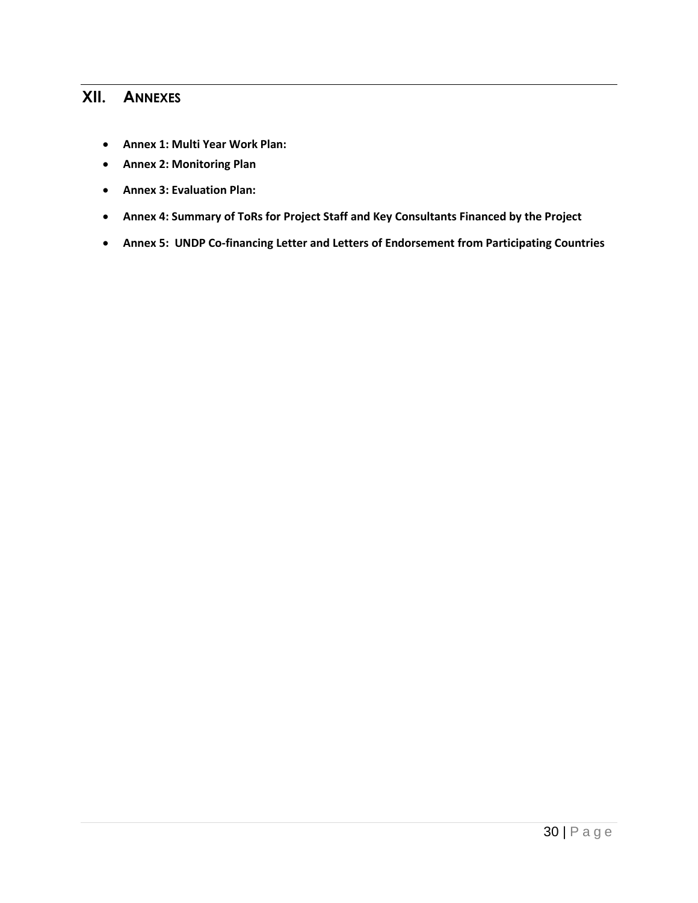# XII. ANNEXES

- **Annex 1: Multi Year Work Plan:**
- **Annex 2: Monitoring Plan**
- **Annex 3: Evaluation Plan:**
- **Annex 4: Summary of ToRs for Project Staff and Key Consultants Financed by the Project**
- **Annex 5: UNDP Co-financing Letter and Letters of Endorsement from Participating Countries**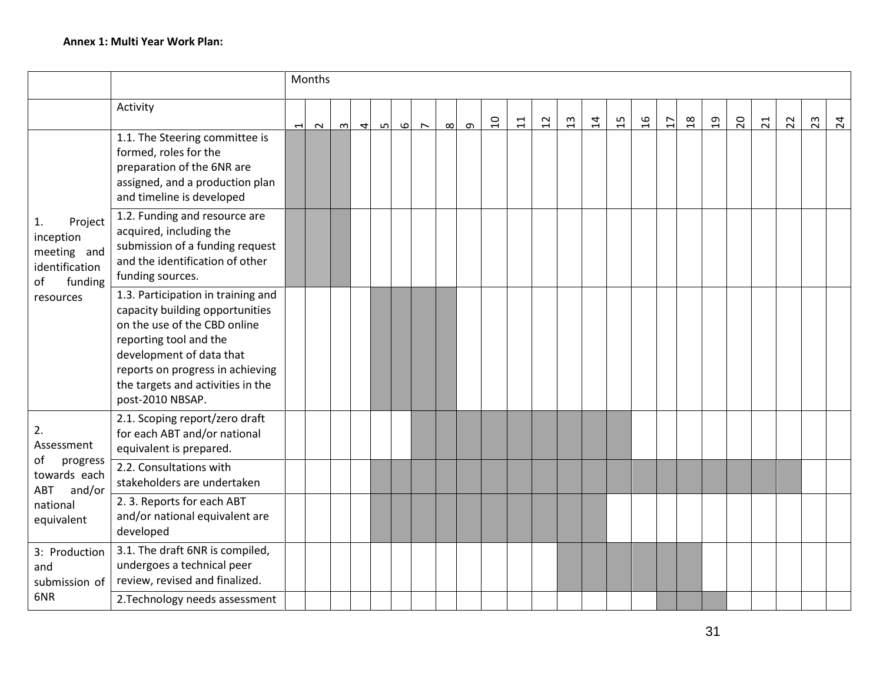**Annex 1: Multi Year Work Plan:**

| | | Months | | | | | | | | | | | | | | | | | | | | | | | |
|---|---|---|---|---|---|---|---|---|---|---|---|---|---|---|---|---|---|---|---|---|---|---|---|---|---|
| | Activity | 1 | 2 | 3 | 4 | 5 | 6 | 7 | 8 | 9 | 10 | 11 | 12 | 13 | 14 | 15 | 16 | 17 | 18 | 19 | 20 | 21 | 22 | 23 | 24 |
| 1. Project inception meeting and identification of funding resources | 1.1. The Steering committee is formed, roles for the preparation of the 6NR are assigned, and a production plan and timeline is developed | X | X | X | | | | | | | | | | | | | | | | | | | | | |
| | 1.2. Funding and resource are acquired, including the submission of a funding request and the identification of other funding sources. | X | X | X | | | | | | | | | | | | | | | | | | | | | |
| | 1.3. Participation in training and capacity building opportunities on the use of the CBD online reporting tool and the development of data that reports on progress in achieving the targets and activities in the post-2010 NBSAP. | | | | | X | X | X | X | | | | | | | | | | | | | | | | |
| 2. Assessment of progress towards each ABT and/or national equivalent | 2.1. Scoping report/zero draft for each ABT and/or national equivalent is prepared. | | | | | | | X | X | X | X | X | X | X | X | X | | | | | | | | | |
| | 2.2. Consultations with stakeholders are undertaken | | | | | X | X | X | X | X | X | X | X | X | X | X | X | X | X | X | X | X | X | | |
| | 2. 3. Reports for each ABT and/or national equivalent are developed | | | | | X | X | X | X | X | X | X | X | X | X | | | | | | | | | | |
| 3: Production and submission of 6NR | 3.1. The draft 6NR is compiled, undergoes a technical peer review, revised and finalized. | | | | | | | | | | | | | X | X | X | X | X | X | | | | | | |
| | 2.Technology needs assessment | | | | | | | | | | | | | | | | | X | X | X | | | | | |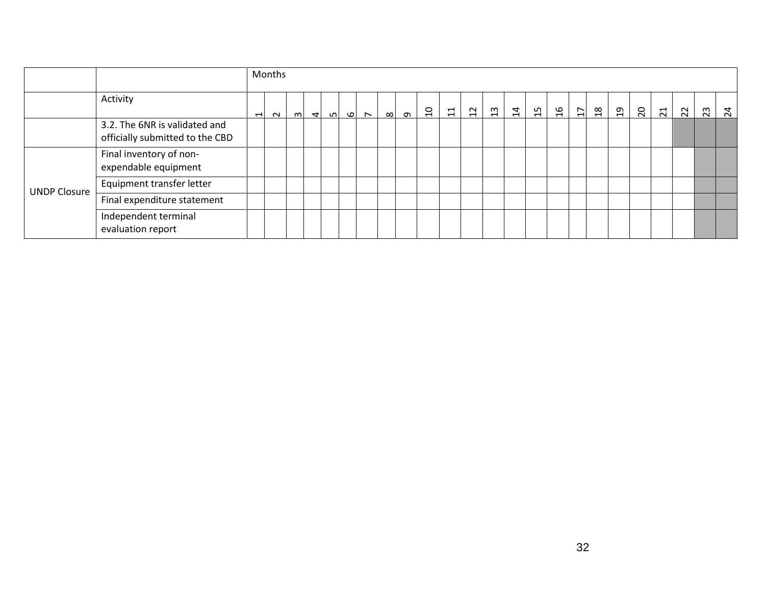| | | Months | | | | | | | | | | | | | | | | | | | | | | | |
|---|---|---|---|---|---|---|---|---|---|---|---|---|---|---|---|---|---|---|---|---|---|---|---|---|---|
| | Activity | 1 | 2 | 3 | 4 | 5 | 6 | 7 | 8 | 9 | 10 | 11 | 12 | 13 | 14 | 15 | 16 | 17 | 18 | 19 | 20 | 21 | 22 | 23 | 24 |
| | 3.2. The 6NR is validated and officially submitted to the CBD | | | | | | | | | | | | | | | | | | | | | | X | X | X |
| UNDP Closure | Final inventory of non-expendable equipment | | | | | | | | | | | | | | | | | | | | | | | X | X |
| | Equipment transfer letter | | | | | | | | | | | | | | | | | | | | | | | X | X |
| | Final expenditure statement | | | | | | | | | | | | | | | | | | | | | | | X | X |
| | Independent terminal evaluation report | | | | | | | | | | | | | | | | | | | | | | | X | X |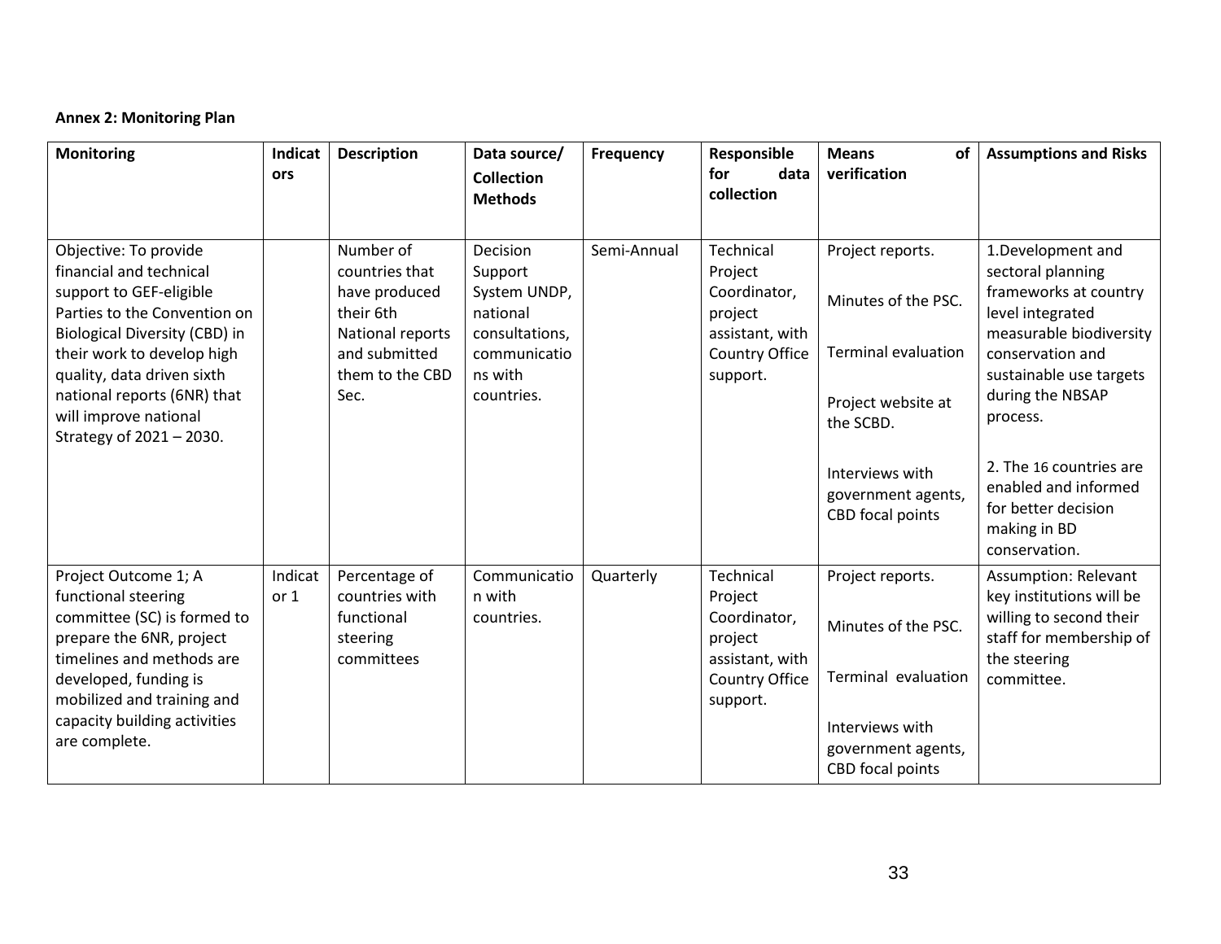**Annex 2: Monitoring Plan**

| Monitoring | Indicators | Description | Data source/ Collection Methods | Frequency | Responsible for data collection | Means of verification | Assumptions and Risks |
|---|---|---|---|---|---|---|---|
| Objective: To provide financial and technical support to GEF-eligible Parties to the Convention on Biological Diversity (CBD) in their work to develop high quality, data driven sixth national reports (6NR) that will improve national Strategy of 2021 – 2030. | | Number of countries that have produced their 6th National reports and submitted them to the CBD Sec. | Decision Support System UNDP, national consultations, communications with countries. | Semi-Annual | Technical Project Coordinator, project assistant, with Country Office support. | Project reports.<br><br>Minutes of the PSC.<br><br>Terminal evaluation<br><br>Project website at the SCBD.<br><br>Interviews with government agents, CBD focal points | 1.Development and sectoral planning frameworks at country level integrated measurable biodiversity conservation and sustainable use targets during the NBSAP process.<br><br>2. The 16 countries are enabled and informed for better decision making in BD conservation. |
| Project Outcome 1; A functional steering committee (SC) is formed to prepare the 6NR, project timelines and methods are developed, funding is mobilized and training and capacity building activities are complete. | Indicator 1 | Percentage of countries with functional steering committees | Communication with countries. | Quarterly | Technical Project Coordinator, project assistant, with Country Office support. | Project reports.<br><br>Minutes of the PSC.<br><br>Terminal evaluation<br><br>Interviews with government agents, CBD focal points | Assumption: Relevant key institutions will be willing to second their staff for membership of the steering committee. |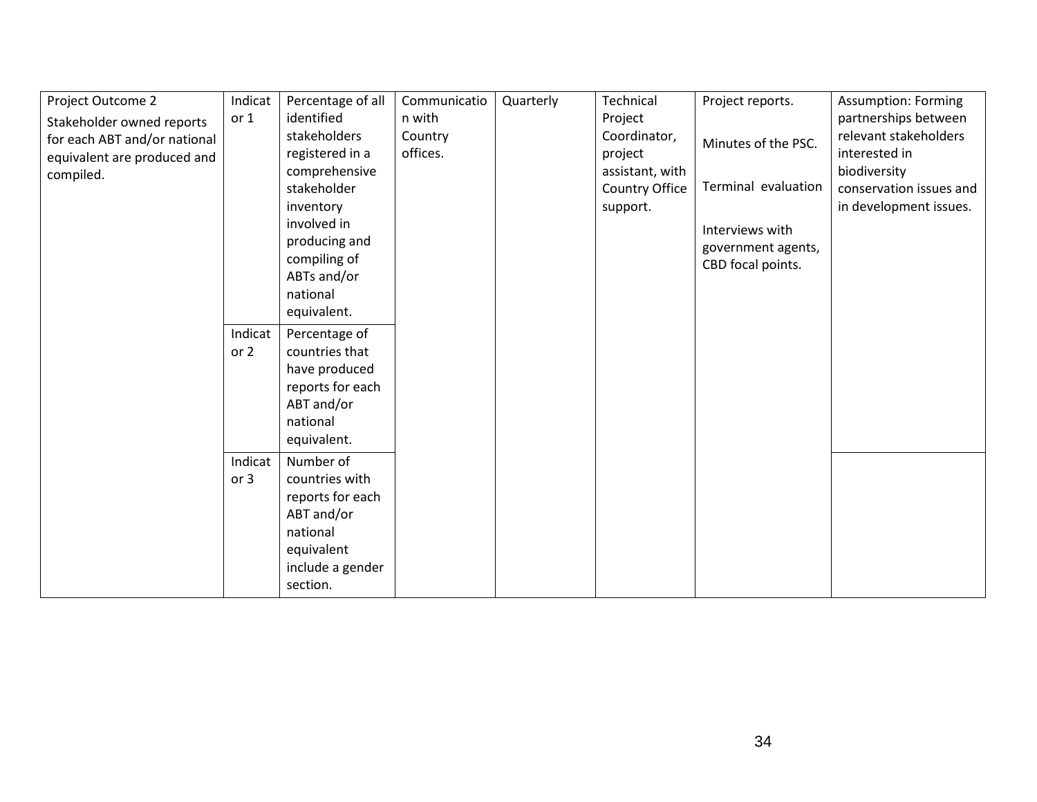| | | | | | | | |
|---|---|---|---|---|---|---|---|
| Project Outcome 2<br>Stakeholder owned reports for each ABT and/or national equivalent are produced and compiled. | Indicator 1 | Percentage of all identified stakeholders registered in a comprehensive stakeholder inventory involved in producing and compiling of ABTs and/or national equivalent. | Communication with Country offices. | Quarterly | Technical Project Coordinator, project assistant, with Country Office support. | Project reports.<br><br>Minutes of the PSC.<br><br>Terminal evaluation<br><br>Interviews with government agents, CBD focal points. | Assumption: Forming partnerships between relevant stakeholders interested in biodiversity conservation issues and in development issues. |
| | Indicator 2 | Percentage of countries that have produced reports for each ABT and/or national equivalent. | | | | | |
| | Indicator 3 | Number of countries with reports for each ABT and/or national equivalent include a gender section. | | | | | |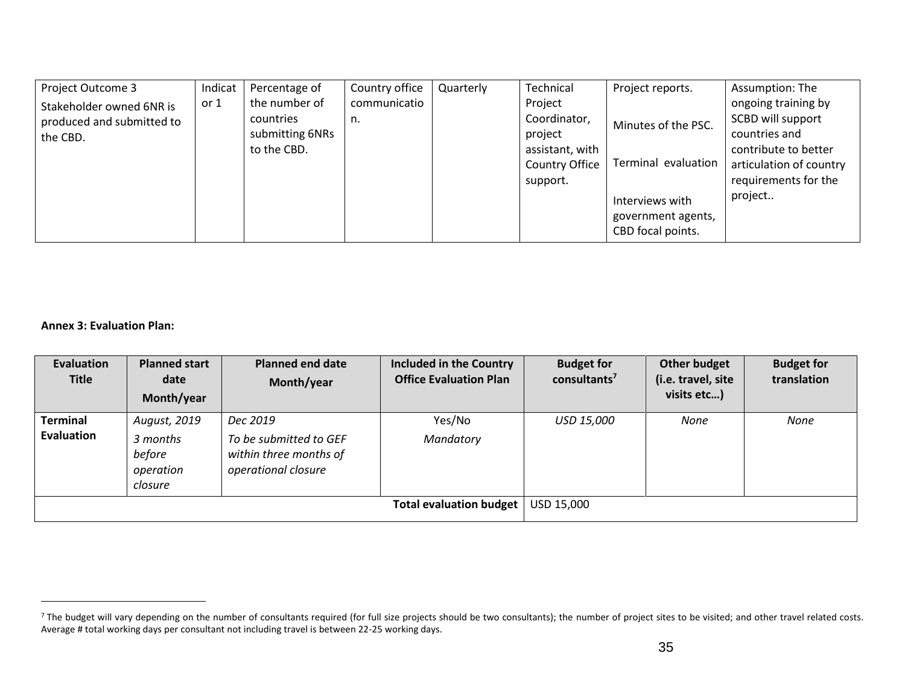| Project Outcome 3 Stakeholder owned 6NR is produced and submitted to the CBD. | Indicator 1 | Percentage of the number of countries submitting 6NRs to the CBD. | Country office communication. | Quarterly | Technical Project Coordinator, project assistant, with Country Office support. | Project reports.<br><br>Minutes of the PSC.<br><br>Terminal evaluation<br><br>Interviews with government agents, CBD focal points. | Assumption: The ongoing training by SCBD will support countries and contribute to better articulation of country requirements for the project.. |
|---|---|---|---|---|---|---|---|

**Annex 3: Evaluation Plan:**

| Evaluation Title | Planned start date Month/year | Planned end date Month/year | Included in the Country Office Evaluation Plan | Budget for consultants[7] | Other budget (i.e. travel, site visits etc…) | Budget for translation |
|---|---|---|---|---|---|---|
| **Terminal Evaluation** | *August, 2019*<br>*3 months before operation closure* | *Dec 2019*<br>*To be submitted to GEF within three months of operational closure* | Yes/No<br>*Mandatory* | *USD 15,000* | *None* | *None* |
| | | | **Total evaluation budget** | USD 15,000 | | |

[7] The budget will vary depending on the number of consultants required (for full size projects should be two consultants); the number of project sites to be visited; and other travel related costs. Average # total working days per consultant not including travel is between 22-25 working days.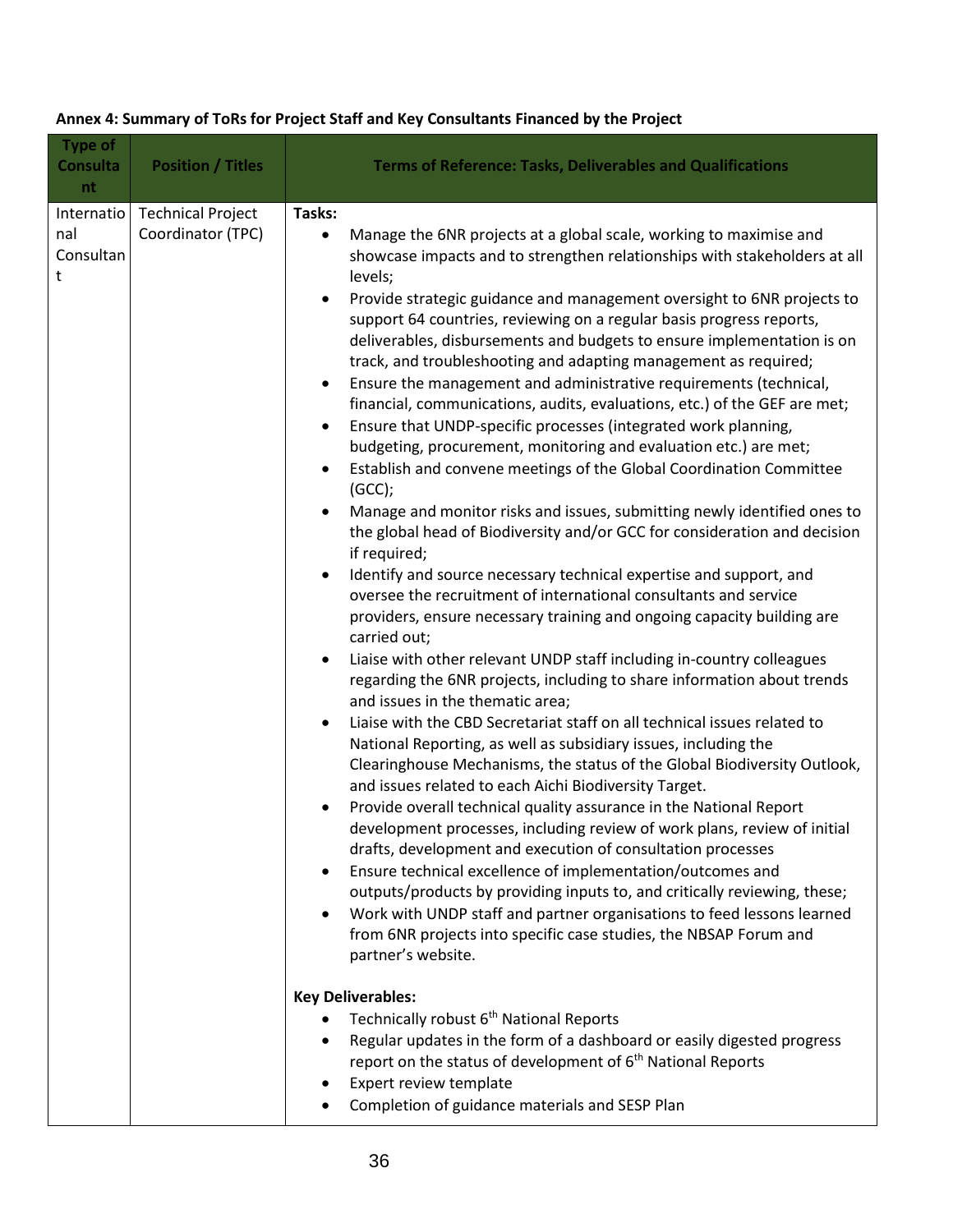**Annex 4: Summary of ToRs for Project Staff and Key Consultants Financed by the Project**

| Type of Consultant | Position / Titles | Terms of Reference: Tasks, Deliverables and Qualifications |
|---|---|---|
| International Consultant | Technical Project Coordinator (TPC) | **Tasks:**<br>• Manage the 6NR projects at a global scale, working to maximise and showcase impacts and to strengthen relationships with stakeholders at all levels;<br>• Provide strategic guidance and management oversight to 6NR projects to support 64 countries, reviewing on a regular basis progress reports, deliverables, disbursements and budgets to ensure implementation is on track, and troubleshooting and adapting management as required;<br>• Ensure the management and administrative requirements (technical, financial, communications, audits, evaluations, etc.) of the GEF are met;<br>• Ensure that UNDP-specific processes (integrated work planning, budgeting, procurement, monitoring and evaluation etc.) are met;<br>• Establish and convene meetings of the Global Coordination Committee (GCC);<br>• Manage and monitor risks and issues, submitting newly identified ones to the global head of Biodiversity and/or GCC for consideration and decision if required;<br>• Identify and source necessary technical expertise and support, and oversee the recruitment of international consultants and service providers, ensure necessary training and ongoing capacity building are carried out;<br>• Liaise with other relevant UNDP staff including in-country colleagues regarding the 6NR projects, including to share information about trends and issues in the thematic area;<br>• Liaise with the CBD Secretariat staff on all technical issues related to National Reporting, as well as subsidiary issues, including the Clearinghouse Mechanisms, the status of the Global Biodiversity Outlook, and issues related to each Aichi Biodiversity Target.<br>• Provide overall technical quality assurance in the National Report development processes, including review of work plans, review of initial drafts, development and execution of consultation processes<br>• Ensure technical excellence of implementation/outcomes and outputs/products by providing inputs to, and critically reviewing, these;<br>• Work with UNDP staff and partner organisations to feed lessons learned from 6NR projects into specific case studies, the NBSAP Forum and partner's website.<br><br>**Key Deliverables:**<br>• Technically robust 6th National Reports<br>• Regular updates in the form of a dashboard or easily digested progress report on the status of development of 6th National Reports<br>• Expert review template<br>• Completion of guidance materials and SESP Plan |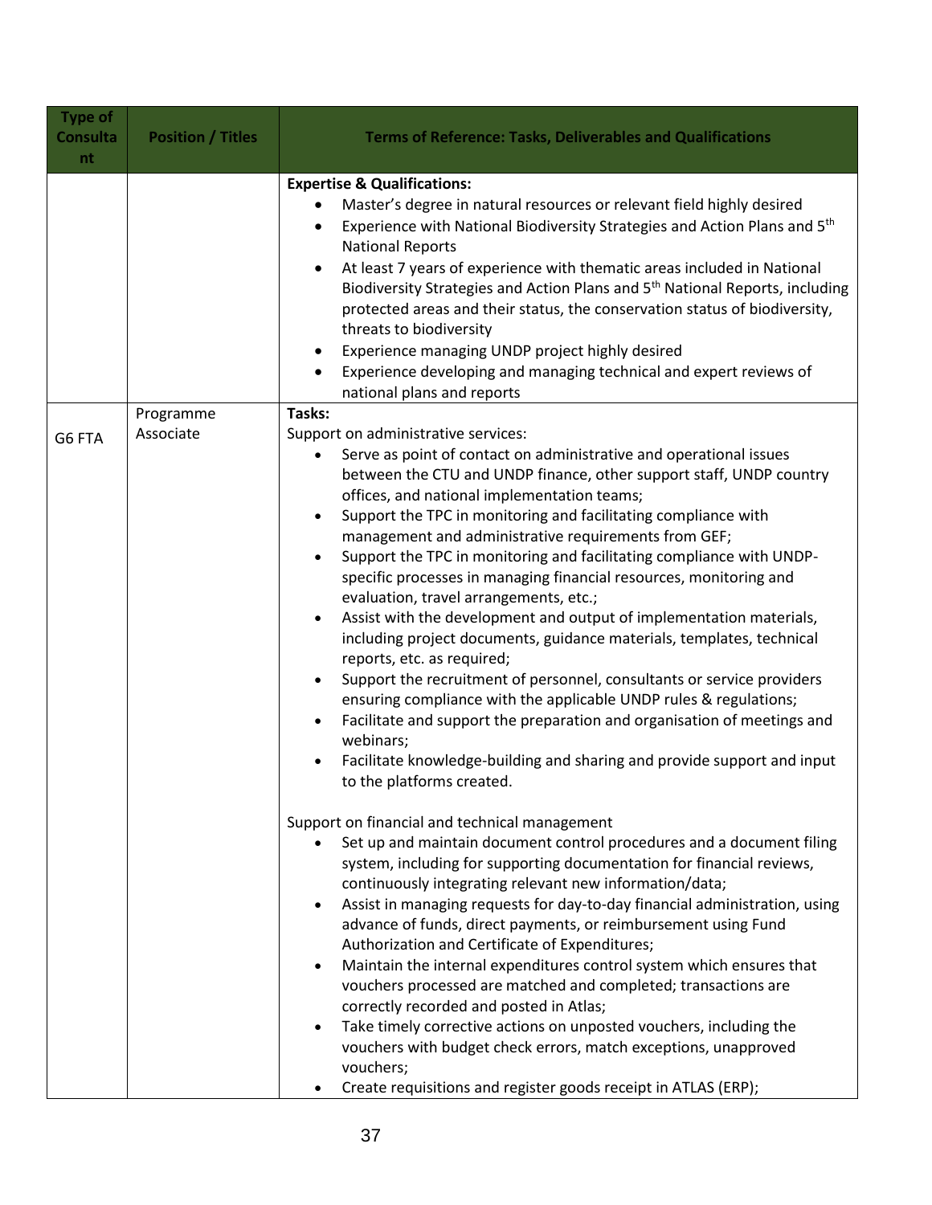| Type of Consultant | Position / Titles | Terms of Reference: Tasks, Deliverables and Qualifications |
|---|---|---|
| | | **Expertise & Qualifications:**<br>• Master's degree in natural resources or relevant field highly desired<br>• Experience with National Biodiversity Strategies and Action Plans and 5th National Reports<br>• At least 7 years of experience with thematic areas included in National Biodiversity Strategies and Action Plans and 5th National Reports, including protected areas and their status, the conservation status of biodiversity, threats to biodiversity<br>• Experience managing UNDP project highly desired<br>• Experience developing and managing technical and expert reviews of national plans and reports |
| G6 FTA | Programme Associate | **Tasks:**<br>Support on administrative services:<br>• Serve as point of contact on administrative and operational issues between the CTU and UNDP finance, other support staff, UNDP country offices, and national implementation teams;<br>• Support the TPC in monitoring and facilitating compliance with management and administrative requirements from GEF;<br>• Support the TPC in monitoring and facilitating compliance with UNDP-specific processes in managing financial resources, monitoring and evaluation, travel arrangements, etc.;<br>• Assist with the development and output of implementation materials, including project documents, guidance materials, templates, technical reports, etc. as required;<br>• Support the recruitment of personnel, consultants or service providers ensuring compliance with the applicable UNDP rules & regulations;<br>• Facilitate and support the preparation and organisation of meetings and webinars;<br>• Facilitate knowledge-building and sharing and provide support and input to the platforms created.<br><br>Support on financial and technical management<br>• Set up and maintain document control procedures and a document filing system, including for supporting documentation for financial reviews, continuously integrating relevant new information/data;<br>• Assist in managing requests for day-to-day financial administration, using advance of funds, direct payments, or reimbursement using Fund Authorization and Certificate of Expenditures;<br>• Maintain the internal expenditures control system which ensures that vouchers processed are matched and completed; transactions are correctly recorded and posted in Atlas;<br>• Take timely corrective actions on unposted vouchers, including the vouchers with budget check errors, match exceptions, unapproved vouchers;<br>• Create requisitions and register goods receipt in ATLAS (ERP); |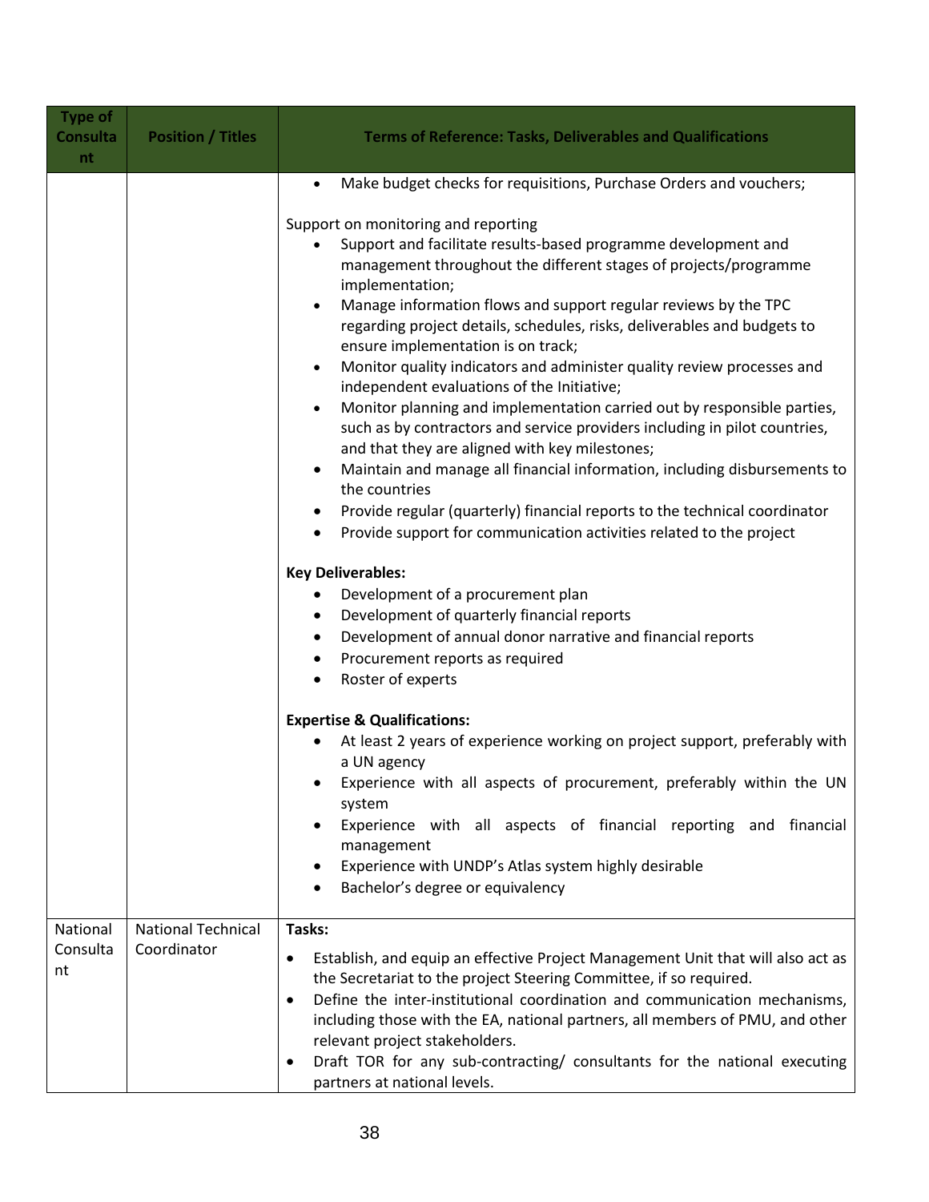| Type of Consultant | Position / Titles | Terms of Reference: Tasks, Deliverables and Qualifications |
|---|---|---|
| | | • Make budget checks for requisitions, Purchase Orders and vouchers;<br><br>Support on monitoring and reporting<br>• Support and facilitate results-based programme development and management throughout the different stages of projects/programme implementation;<br>• Manage information flows and support regular reviews by the TPC regarding project details, schedules, risks, deliverables and budgets to ensure implementation is on track;<br>• Monitor quality indicators and administer quality review processes and independent evaluations of the Initiative;<br>• Monitor planning and implementation carried out by responsible parties, such as by contractors and service providers including in pilot countries, and that they are aligned with key milestones;<br>• Maintain and manage all financial information, including disbursements to the countries<br>• Provide regular (quarterly) financial reports to the technical coordinator<br>• Provide support for communication activities related to the project<br><br>**Key Deliverables:**<br>• Development of a procurement plan<br>• Development of quarterly financial reports<br>• Development of annual donor narrative and financial reports<br>• Procurement reports as required<br>• Roster of experts<br><br>**Expertise & Qualifications:**<br>• At least 2 years of experience working on project support, preferably with a UN agency<br>• Experience with all aspects of procurement, preferably within the UN system<br>• Experience with all aspects of financial reporting and financial management<br>• Experience with UNDP's Atlas system highly desirable<br>• Bachelor's degree or equivalency |
| National Consultant | National Technical Coordinator | **Tasks:**<br>• Establish, and equip an effective Project Management Unit that will also act as the Secretariat to the project Steering Committee, if so required.<br>• Define the inter-institutional coordination and communication mechanisms, including those with the EA, national partners, all members of PMU, and other relevant project stakeholders.<br>• Draft TOR for any sub-contracting/ consultants for the national executing partners at national levels. |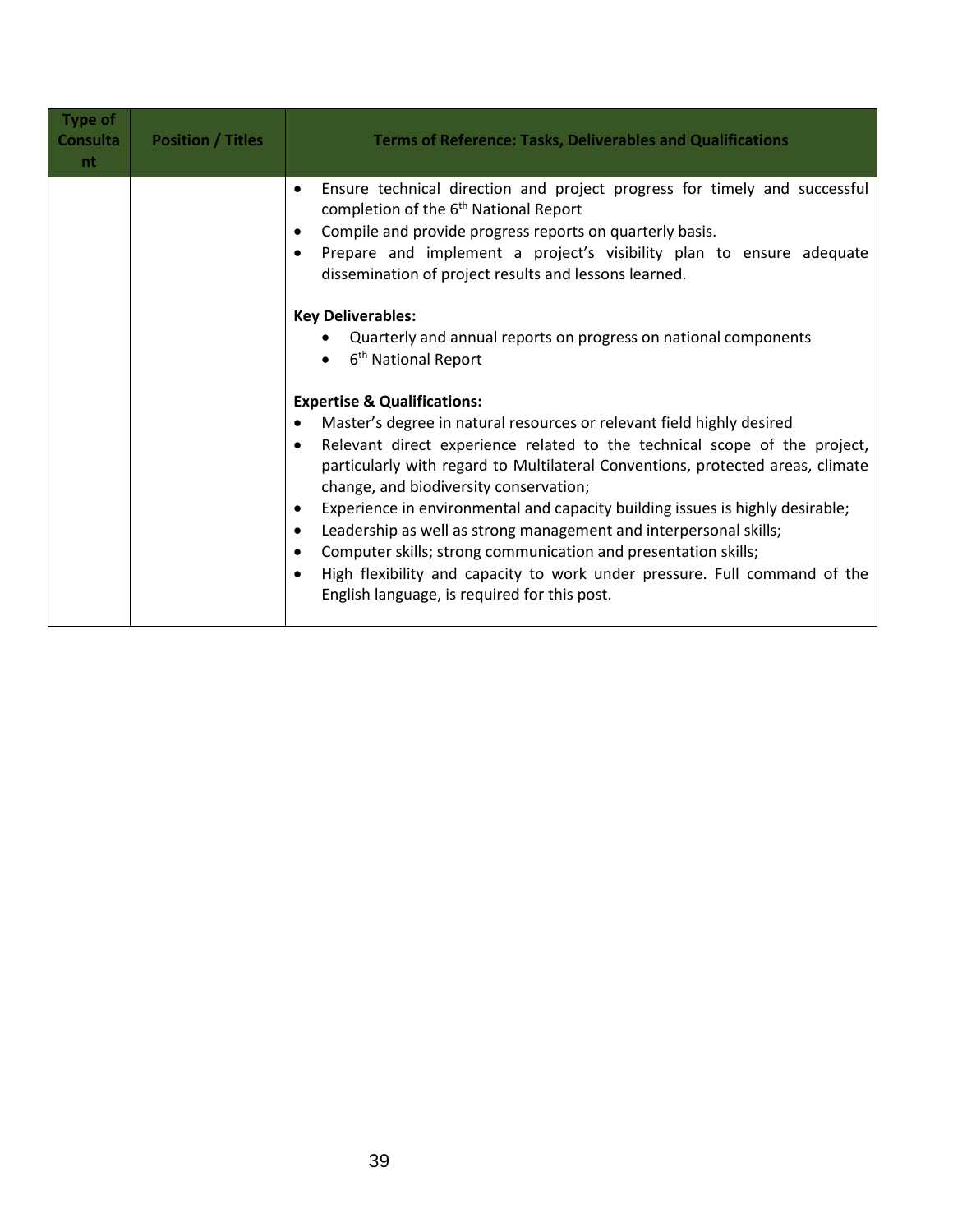| Type of Consultant | Position / Titles | Terms of Reference: Tasks, Deliverables and Qualifications |
|---|---|---|
| | | • Ensure technical direction and project progress for timely and successful completion of the 6th National Report<br>• Compile and provide progress reports on quarterly basis.<br>• Prepare and implement a project's visibility plan to ensure adequate dissemination of project results and lessons learned.<br><br>**Key Deliverables:**<br>• Quarterly and annual reports on progress on national components<br>• 6th National Report<br><br>**Expertise & Qualifications:**<br>• Master's degree in natural resources or relevant field highly desired<br>• Relevant direct experience related to the technical scope of the project, particularly with regard to Multilateral Conventions, protected areas, climate change, and biodiversity conservation;<br>• Experience in environmental and capacity building issues is highly desirable;<br>• Leadership as well as strong management and interpersonal skills;<br>• Computer skills; strong communication and presentation skills;<br>• High flexibility and capacity to work under pressure. Full command of the English language, is required for this post. |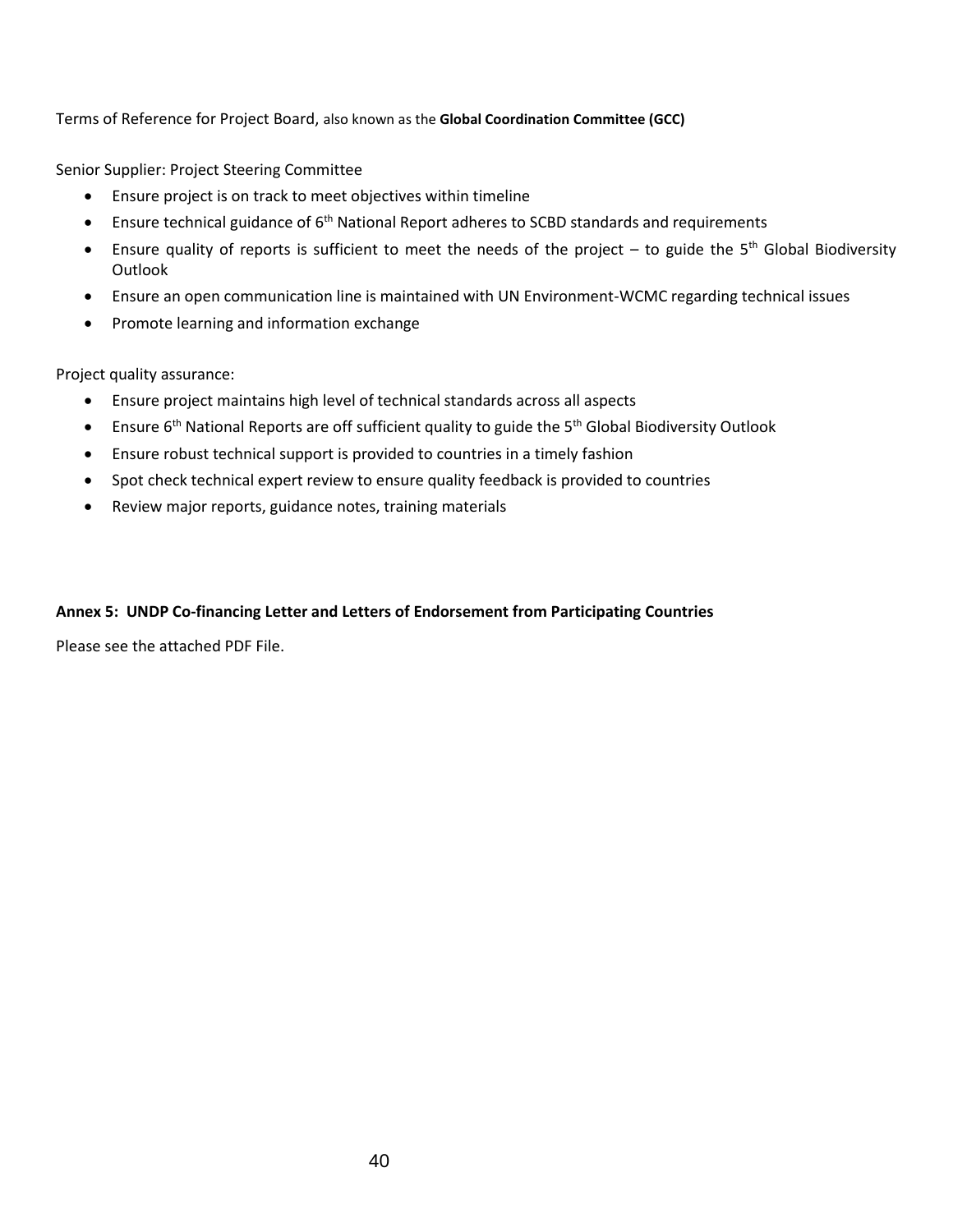Terms of Reference for Project Board, also known as the **Global Coordination Committee (GCC)**

Senior Supplier: Project Steering Committee

- Ensure project is on track to meet objectives within timeline
- Ensure technical guidance of 6th National Report adheres to SCBD standards and requirements
- Ensure quality of reports is sufficient to meet the needs of the project – to guide the 5th Global Biodiversity Outlook
- Ensure an open communication line is maintained with UN Environment-WCMC regarding technical issues
- Promote learning and information exchange

Project quality assurance:

- Ensure project maintains high level of technical standards across all aspects
- Ensure 6th National Reports are off sufficient quality to guide the 5th Global Biodiversity Outlook
- Ensure robust technical support is provided to countries in a timely fashion
- Spot check technical expert review to ensure quality feedback is provided to countries
- Review major reports, guidance notes, training materials

**Annex 5: UNDP Co-financing Letter and Letters of Endorsement from Participating Countries**

Please see the attached PDF File.